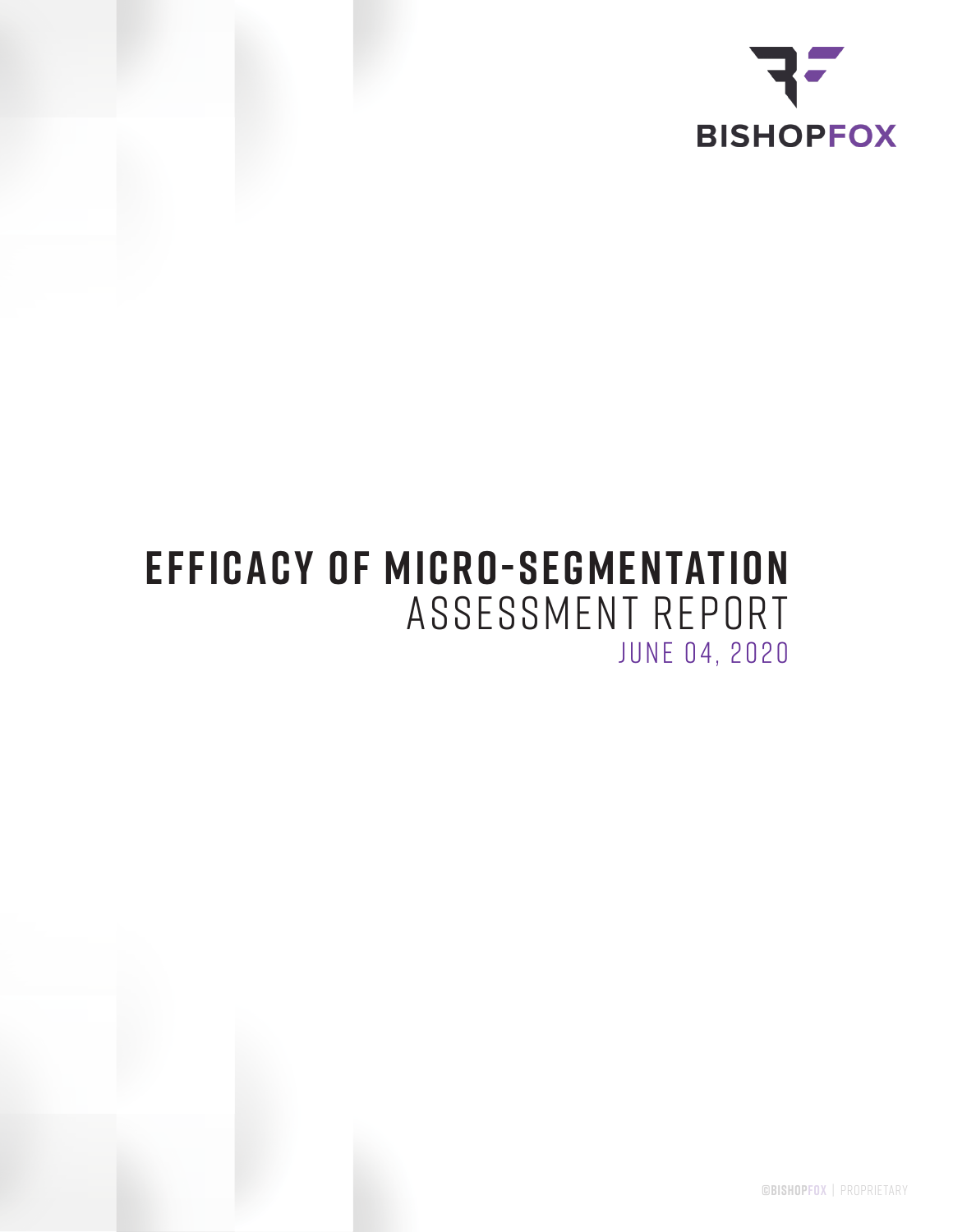BISHOPFOX

# EFFICACY OF MICRO-SEGMENTATION

## ASSESSMENT REPORT

JUNE 04, 2020

©BISHOPFOX | PROPRIETARY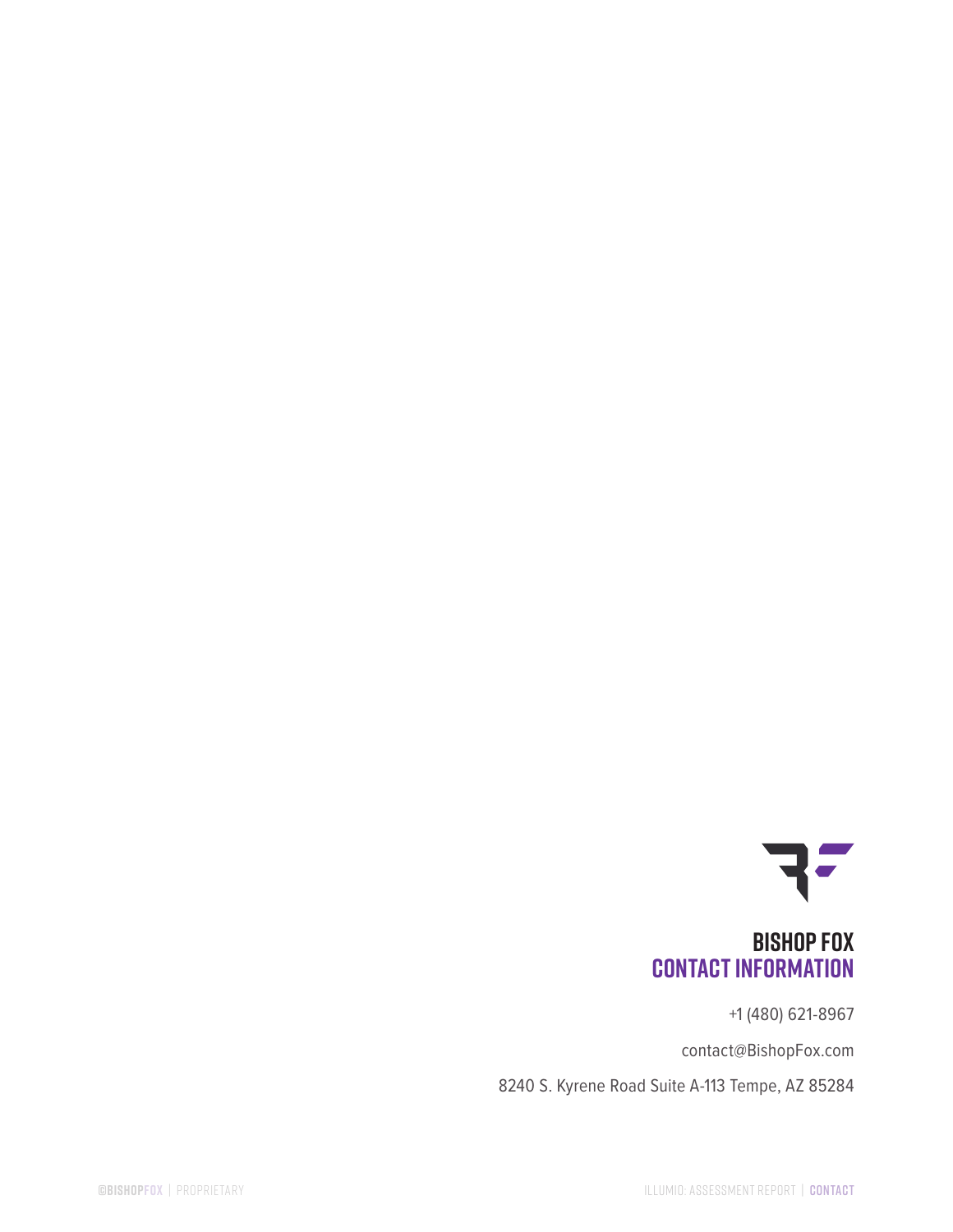# BISHOP FOX
## CONTACT INFORMATION

+1 (480) 621-8967

contact@BishopFox.com

8240 S. Kyrene Road Suite A-113 Tempe, AZ 85284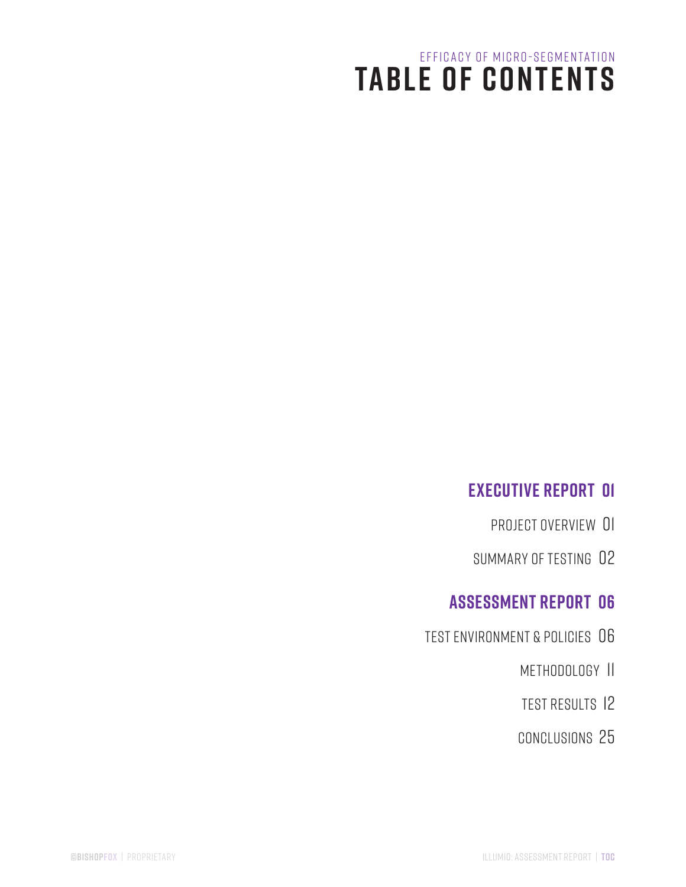Efficacy of Micro-Segmentation

# Table of Contents

## Executive Report 01

- Project Overview 01
- Summary of Testing 02

## Assessment Report 06

- Test Environment & Policies 06
- Methodology 11
- Test Results 12
- Conclusions 25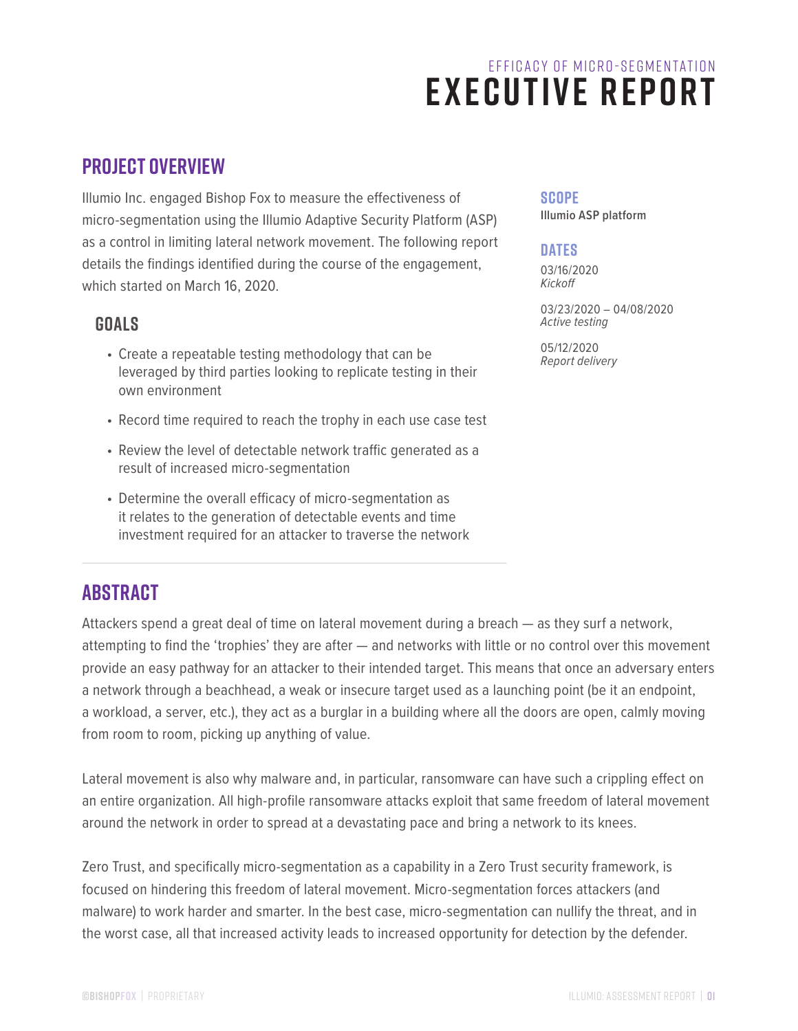EFFICACY OF MICRO-SEGMENTATION

# EXECUTIVE REPORT

## PROJECT OVERVIEW

Illumio Inc. engaged Bishop Fox to measure the effectiveness of micro-segmentation using the Illumio Adaptive Security Platform (ASP) as a control in limiting lateral network movement. The following report details the findings identified during the course of the engagement, which started on March 16, 2020.

### SCOPE

Illumio ASP platform

### DATES

03/16/2020
*Kickoff*

03/23/2020 – 04/08/2020
*Active testing*

05/12/2020
*Report delivery*

### GOALS

- Create a repeatable testing methodology that can be leveraged by third parties looking to replicate testing in their own environment
- Record time required to reach the trophy in each use case test
- Review the level of detectable network traffic generated as a result of increased micro-segmentation
- Determine the overall efficacy of micro-segmentation as it relates to the generation of detectable events and time investment required for an attacker to traverse the network

## ABSTRACT

Attackers spend a great deal of time on lateral movement during a breach — as they surf a network, attempting to find the 'trophies' they are after — and networks with little or no control over this movement provide an easy pathway for an attacker to their intended target. This means that once an adversary enters a network through a beachhead, a weak or insecure target used as a launching point (be it an endpoint, a workload, a server, etc.), they act as a burglar in a building where all the doors are open, calmly moving from room to room, picking up anything of value.

Lateral movement is also why malware and, in particular, ransomware can have such a crippling effect on an entire organization. All high-profile ransomware attacks exploit that same freedom of lateral movement around the network in order to spread at a devastating pace and bring a network to its knees.

Zero Trust, and specifically micro-segmentation as a capability in a Zero Trust security framework, is focused on hindering this freedom of lateral movement. Micro-segmentation forces attackers (and malware) to work harder and smarter. In the best case, micro-segmentation can nullify the threat, and in the worst case, all that increased activity leads to increased opportunity for detection by the defender.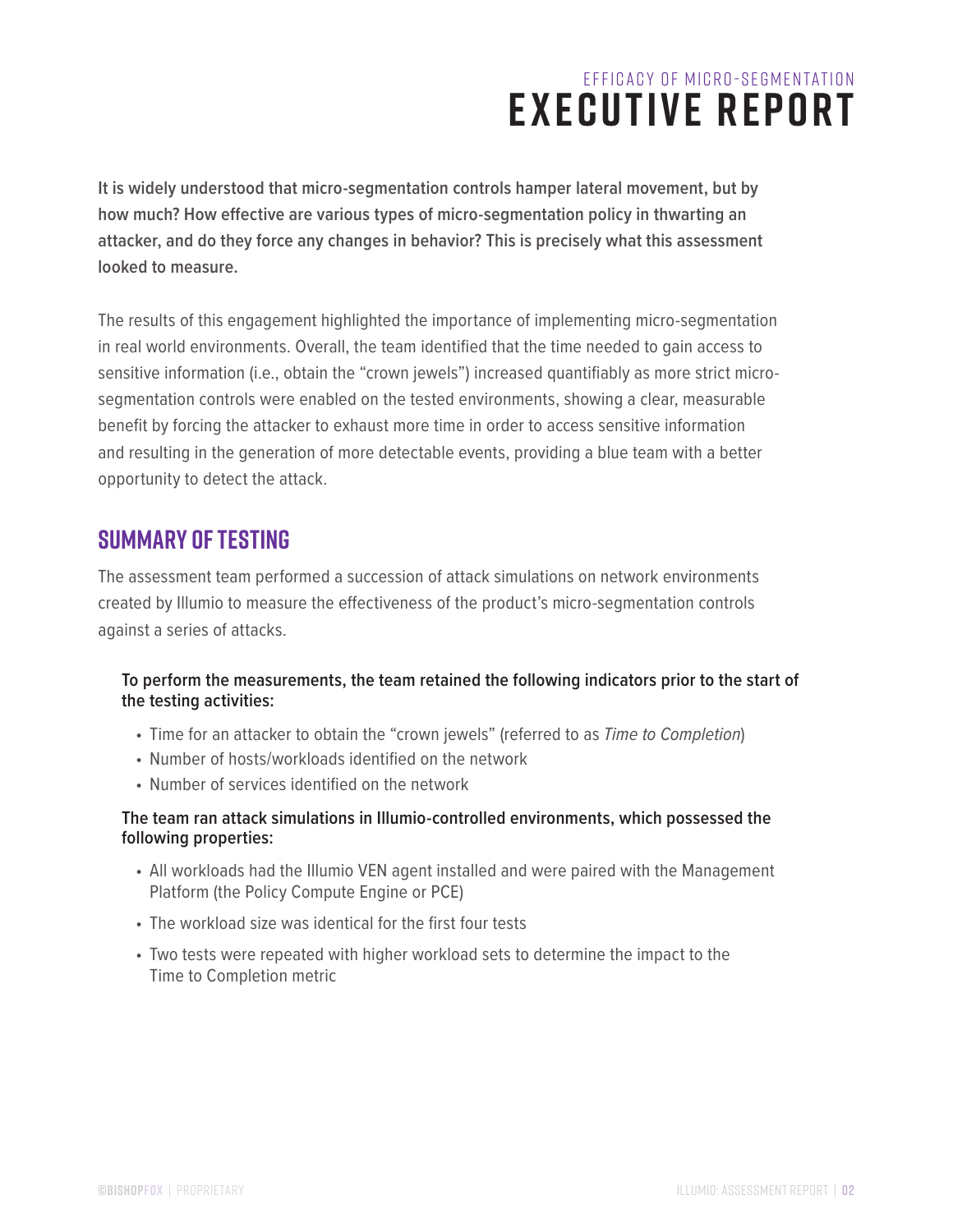EFFICACY OF MICRO-SEGMENTATION

# EXECUTIVE REPORT

**It is widely understood that micro-segmentation controls hamper lateral movement, but by how much? How effective are various types of micro-segmentation policy in thwarting an attacker, and do they force any changes in behavior? This is precisely what this assessment looked to measure.**

The results of this engagement highlighted the importance of implementing micro-segmentation in real world environments. Overall, the team identified that the time needed to gain access to sensitive information (i.e., obtain the "crown jewels") increased quantifiably as more strict micro-segmentation controls were enabled on the tested environments, showing a clear, measurable benefit by forcing the attacker to exhaust more time in order to access sensitive information and resulting in the generation of more detectable events, providing a blue team with a better opportunity to detect the attack.

## SUMMARY OF TESTING

The assessment team performed a succession of attack simulations on network environments created by Illumio to measure the effectiveness of the product's micro-segmentation controls against a series of attacks.

**To perform the measurements, the team retained the following indicators prior to the start of the testing activities:**

- Time for an attacker to obtain the "crown jewels" (referred to as *Time to Completion*)
- Number of hosts/workloads identified on the network
- Number of services identified on the network

**The team ran attack simulations in Illumio-controlled environments, which possessed the following properties:**

- All workloads had the Illumio VEN agent installed and were paired with the Management Platform (the Policy Compute Engine or PCE)
- The workload size was identical for the first four tests
- Two tests were repeated with higher workload sets to determine the impact to the Time to Completion metric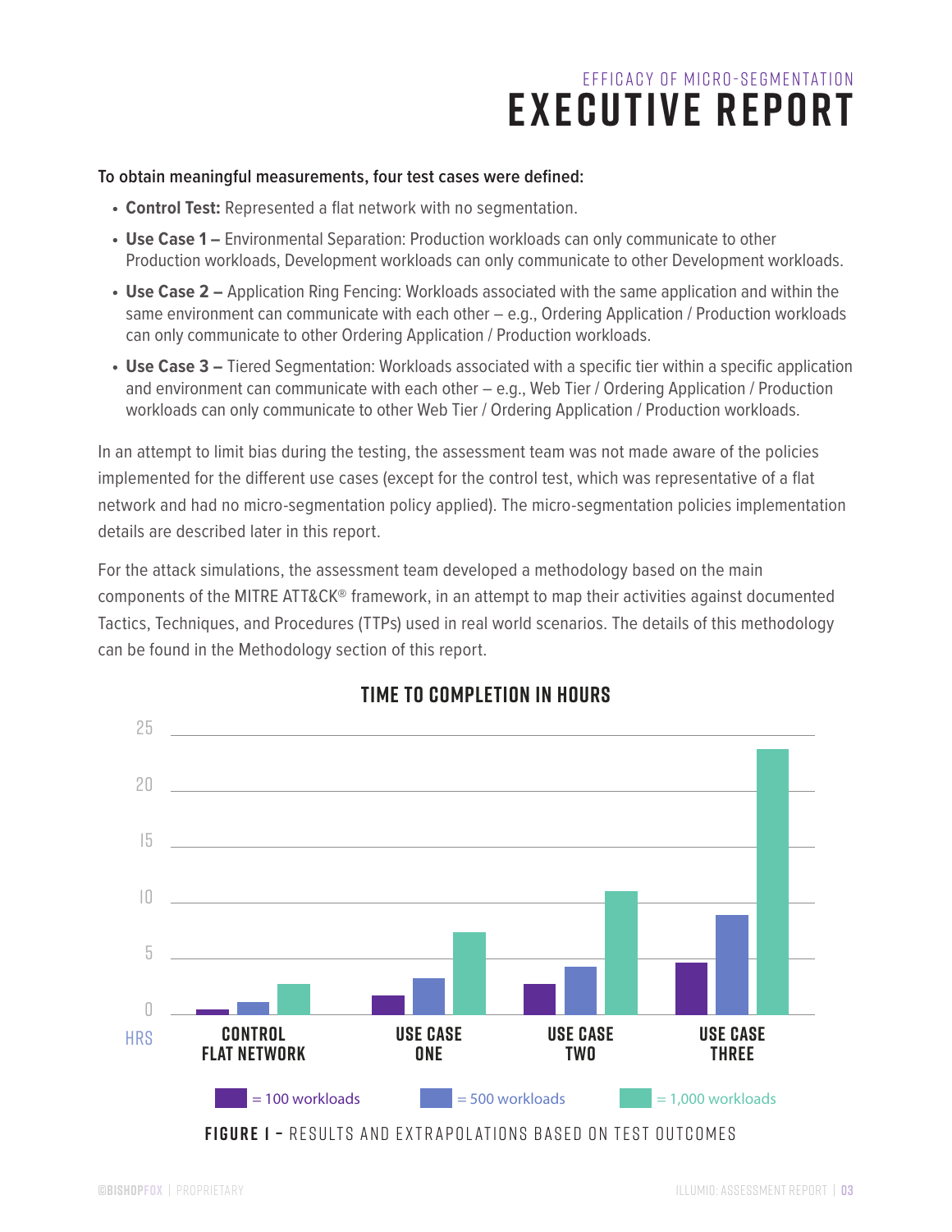To obtain meaningful measurements, four test cases were defined:

- **Control Test:** Represented a flat network with no segmentation.
- **Use Case 1 –** Environmental Separation: Production workloads can only communicate to other Production workloads, Development workloads can only communicate to other Development workloads.
- **Use Case 2 –** Application Ring Fencing: Workloads associated with the same application and within the same environment can communicate with each other – e.g., Ordering Application / Production workloads can only communicate to other Ordering Application / Production workloads.
- **Use Case 3 –** Tiered Segmentation: Workloads associated with a specific tier within a specific application and environment can communicate with each other – e.g., Web Tier / Ordering Application / Production workloads can only communicate to other Web Tier / Ordering Application / Production workloads.

In an attempt to limit bias during the testing, the assessment team was not made aware of the policies implemented for the different use cases (except for the control test, which was representative of a flat network and had no micro-segmentation policy applied). The micro-segmentation policies implementation details are described later in this report.

For the attack simulations, the assessment team developed a methodology based on the main components of the MITRE ATT&CK® framework, in an attempt to map their activities against documented Tactics, Techniques, and Procedures (TTPs) used in real world scenarios. The details of this methodology can be found in the Methodology section of this report.

**TIME TO COMPLETION IN HOURS**

**FIGURE 1 –** RESULTS AND EXTRAPOLATIONS BASED ON TEST OUTCOMES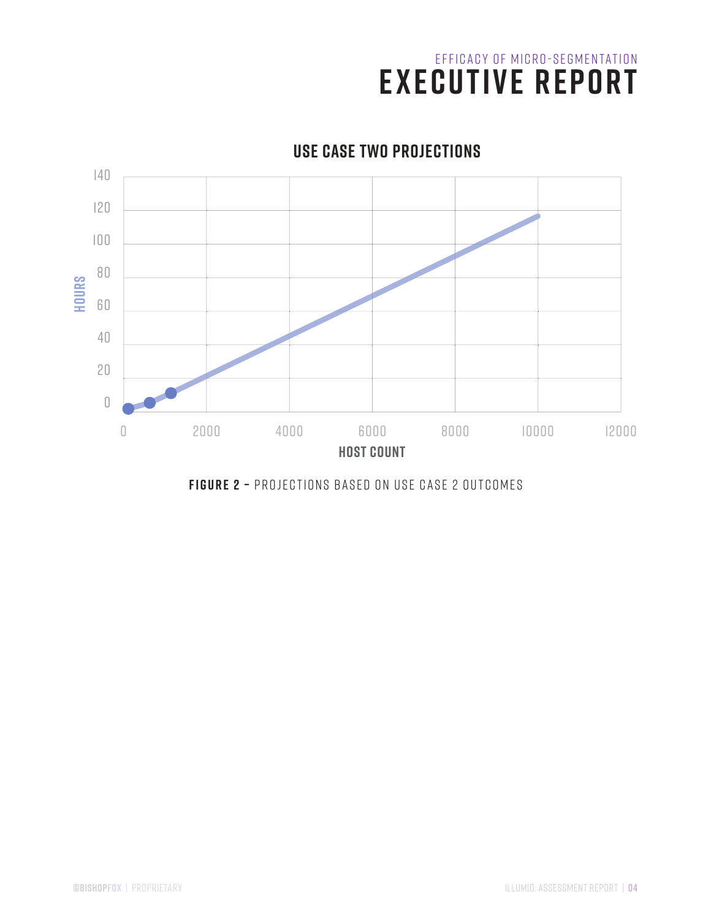## USE CASE TWO PROJECTIONS

**FIGURE 2 –** PROJECTIONS BASED ON USE CASE 2 OUTCOMES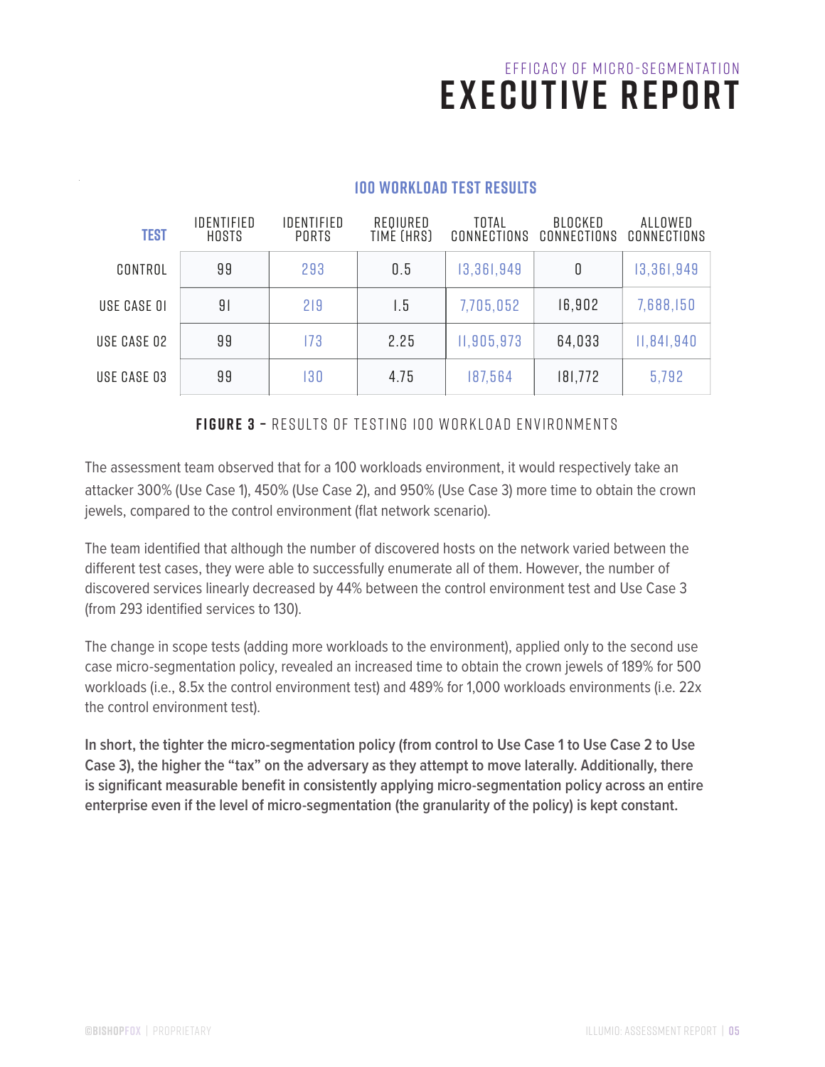### 100 WORKLOAD TEST RESULTS

| TEST | IDENTIFIED HOSTS | IDENTIFIED PORTS | REQUIRED TIME (HRS) | TOTAL CONNECTIONS | BLOCKED CONNECTIONS | ALLOWED CONNECTIONS |
|---|---|---|---|---|---|---|
| CONTROL | 99 | 293 | 0.5 | 13,361,949 | 0 | 13,361,949 |
| USE CASE 01 | 91 | 219 | 1.5 | 7,705,052 | 16,902 | 7,688,150 |
| USE CASE 02 | 99 | 173 | 2.25 | 11,905,973 | 64,033 | 11,841,940 |
| USE CASE 03 | 99 | 130 | 4.75 | 187,564 | 181,772 | 5,792 |

**FIGURE 3 –** RESULTS OF TESTING 100 WORKLOAD ENVIRONMENTS

The assessment team observed that for a 100 workloads environment, it would respectively take an attacker 300% (Use Case 1), 450% (Use Case 2), and 950% (Use Case 3) more time to obtain the crown jewels, compared to the control environment (flat network scenario).

The team identified that although the number of discovered hosts on the network varied between the different test cases, they were able to successfully enumerate all of them. However, the number of discovered services linearly decreased by 44% between the control environment test and Use Case 3 (from 293 identified services to 130).

The change in scope tests (adding more workloads to the environment), applied only to the second use case micro-segmentation policy, revealed an increased time to obtain the crown jewels of 189% for 500 workloads (i.e., 8.5x the control environment test) and 489% for 1,000 workloads environments (i.e. 22x the control environment test).

**In short, the tighter the micro-segmentation policy (from control to Use Case 1 to Use Case 2 to Use Case 3), the higher the "tax" on the adversary as they attempt to move laterally. Additionally, there is significant measurable benefit in consistently applying micro-segmentation policy across an entire enterprise even if the level of micro-segmentation (the granularity of the policy) is kept constant.**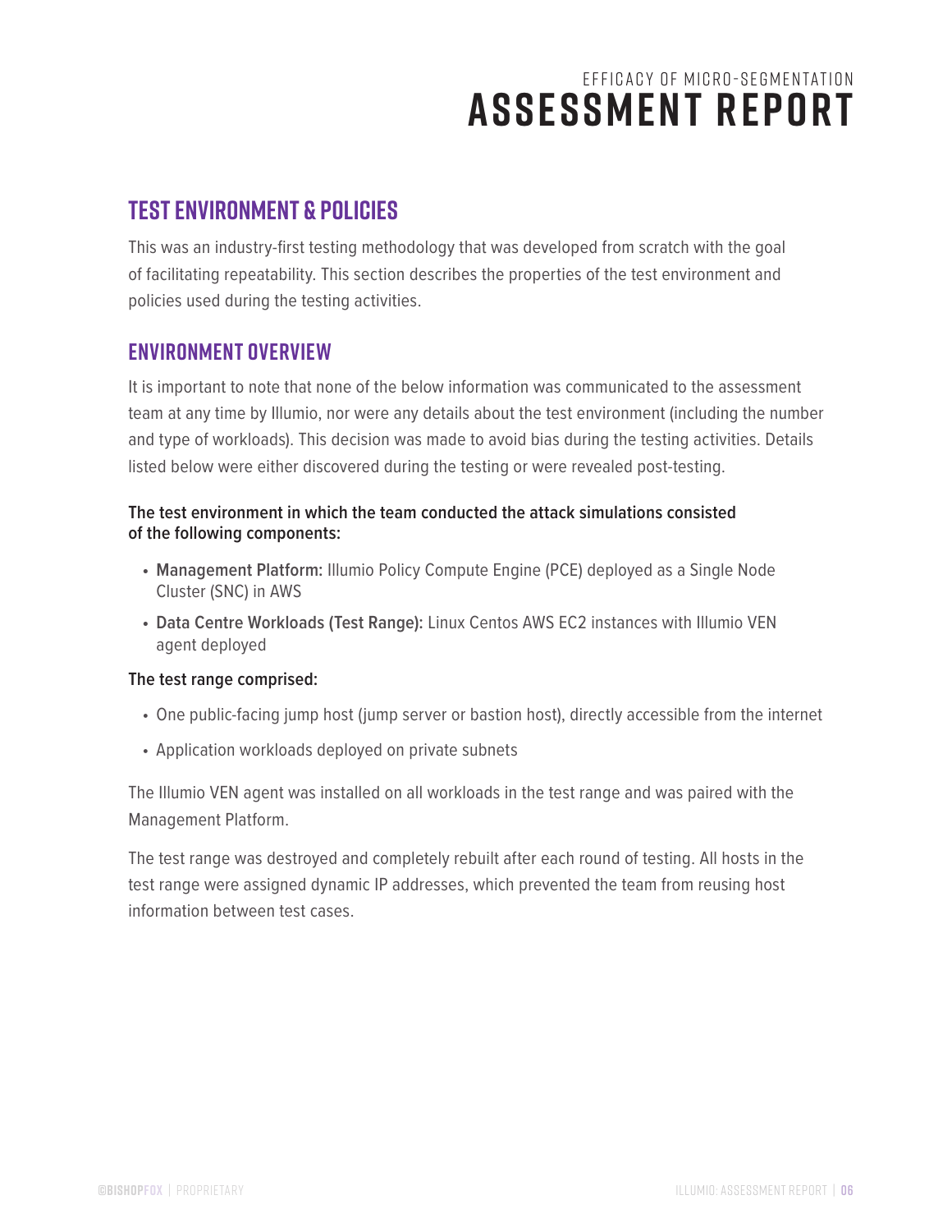## TEST ENVIRONMENT & POLICIES

This was an industry-first testing methodology that was developed from scratch with the goal of facilitating repeatability. This section describes the properties of the test environment and policies used during the testing activities.

### ENVIRONMENT OVERVIEW

It is important to note that none of the below information was communicated to the assessment team at any time by Illumio, nor were any details about the test environment (including the number and type of workloads). This decision was made to avoid bias during the testing activities. Details listed below were either discovered during the testing or were revealed post-testing.

**The test environment in which the team conducted the attack simulations consisted of the following components:**

- **Management Platform:** Illumio Policy Compute Engine (PCE) deployed as a Single Node Cluster (SNC) in AWS
- **Data Centre Workloads (Test Range):** Linux Centos AWS EC2 instances with Illumio VEN agent deployed

**The test range comprised:**

- One public-facing jump host (jump server or bastion host), directly accessible from the internet
- Application workloads deployed on private subnets

The Illumio VEN agent was installed on all workloads in the test range and was paired with the Management Platform.

The test range was destroyed and completely rebuilt after each round of testing. All hosts in the test range were assigned dynamic IP addresses, which prevented the team from reusing host information between test cases.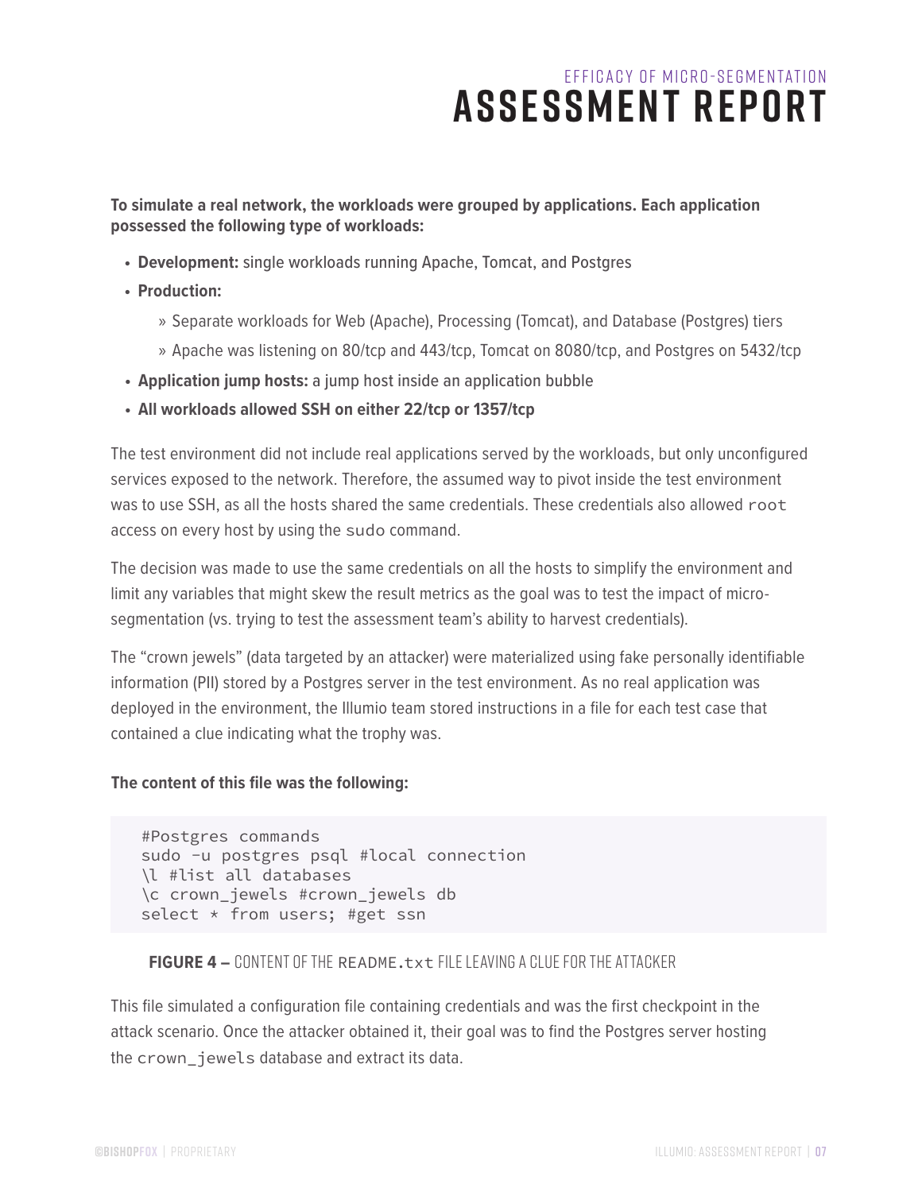**To simulate a real network, the workloads were grouped by applications. Each application possessed the following type of workloads:**

- **Development:** single workloads running Apache, Tomcat, and Postgres
- **Production:**
  - Separate workloads for Web (Apache), Processing (Tomcat), and Database (Postgres) tiers
  - Apache was listening on 80/tcp and 443/tcp, Tomcat on 8080/tcp, and Postgres on 5432/tcp
- **Application jump hosts:** a jump host inside an application bubble
- **All workloads allowed SSH on either 22/tcp or 1357/tcp**

The test environment did not include real applications served by the workloads, but only unconfigured services exposed to the network. Therefore, the assumed way to pivot inside the test environment was to use SSH, as all the hosts shared the same credentials. These credentials also allowed `root` access on every host by using the `sudo` command.

The decision was made to use the same credentials on all the hosts to simplify the environment and limit any variables that might skew the result metrics as the goal was to test the impact of micro-segmentation (vs. trying to test the assessment team's ability to harvest credentials).

The "crown jewels" (data targeted by an attacker) were materialized using fake personally identifiable information (PII) stored by a Postgres server in the test environment. As no real application was deployed in the environment, the Illumio team stored instructions in a file for each test case that contained a clue indicating what the trophy was.

**The content of this file was the following:**

```
#Postgres commands
sudo -u postgres psql #local connection
\l #list all databases
\c crown_jewels #crown_jewels db
select * from users; #get ssn
```

**FIGURE 4 –** CONTENT OF THE `README.txt` FILE LEAVING A CLUE FOR THE ATTACKER

This file simulated a configuration file containing credentials and was the first checkpoint in the attack scenario. Once the attacker obtained it, their goal was to find the Postgres server hosting the `crown_jewels` database and extract its data.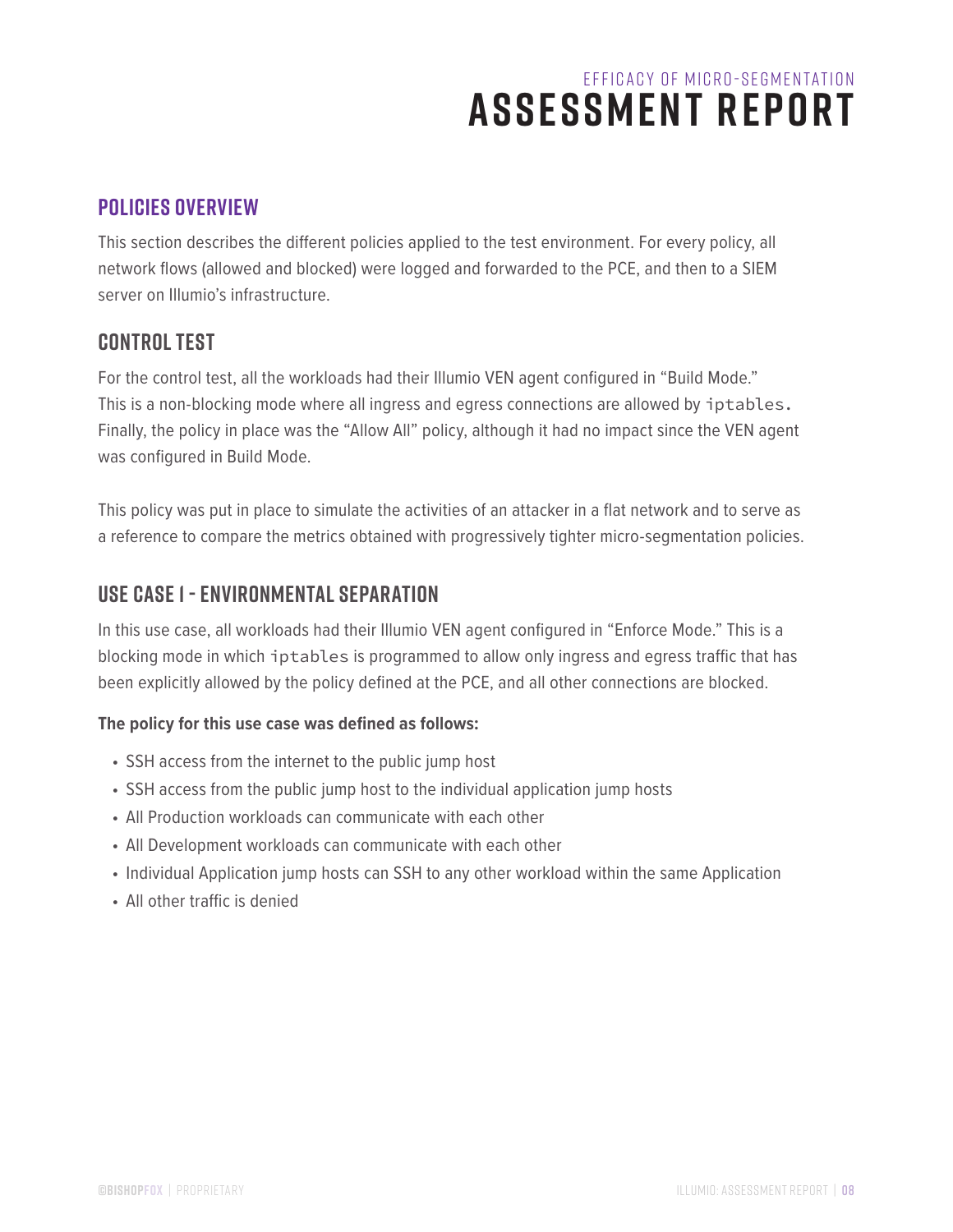## POLICIES OVERVIEW

This section describes the different policies applied to the test environment. For every policy, all network flows (allowed and blocked) were logged and forwarded to the PCE, and then to a SIEM server on Illumio's infrastructure.

### CONTROL TEST

For the control test, all the workloads had their Illumio VEN agent configured in "Build Mode." This is a non-blocking mode where all ingress and egress connections are allowed by `iptables`. Finally, the policy in place was the "Allow All" policy, although it had no impact since the VEN agent was configured in Build Mode.

This policy was put in place to simulate the activities of an attacker in a flat network and to serve as a reference to compare the metrics obtained with progressively tighter micro-segmentation policies.

### USE CASE I - ENVIRONMENTAL SEPARATION

In this use case, all workloads had their Illumio VEN agent configured in "Enforce Mode." This is a blocking mode in which `iptables` is programmed to allow only ingress and egress traffic that has been explicitly allowed by the policy defined at the PCE, and all other connections are blocked.

**The policy for this use case was defined as follows:**

- SSH access from the internet to the public jump host
- SSH access from the public jump host to the individual application jump hosts
- All Production workloads can communicate with each other
- All Development workloads can communicate with each other
- Individual Application jump hosts can SSH to any other workload within the same Application
- All other traffic is denied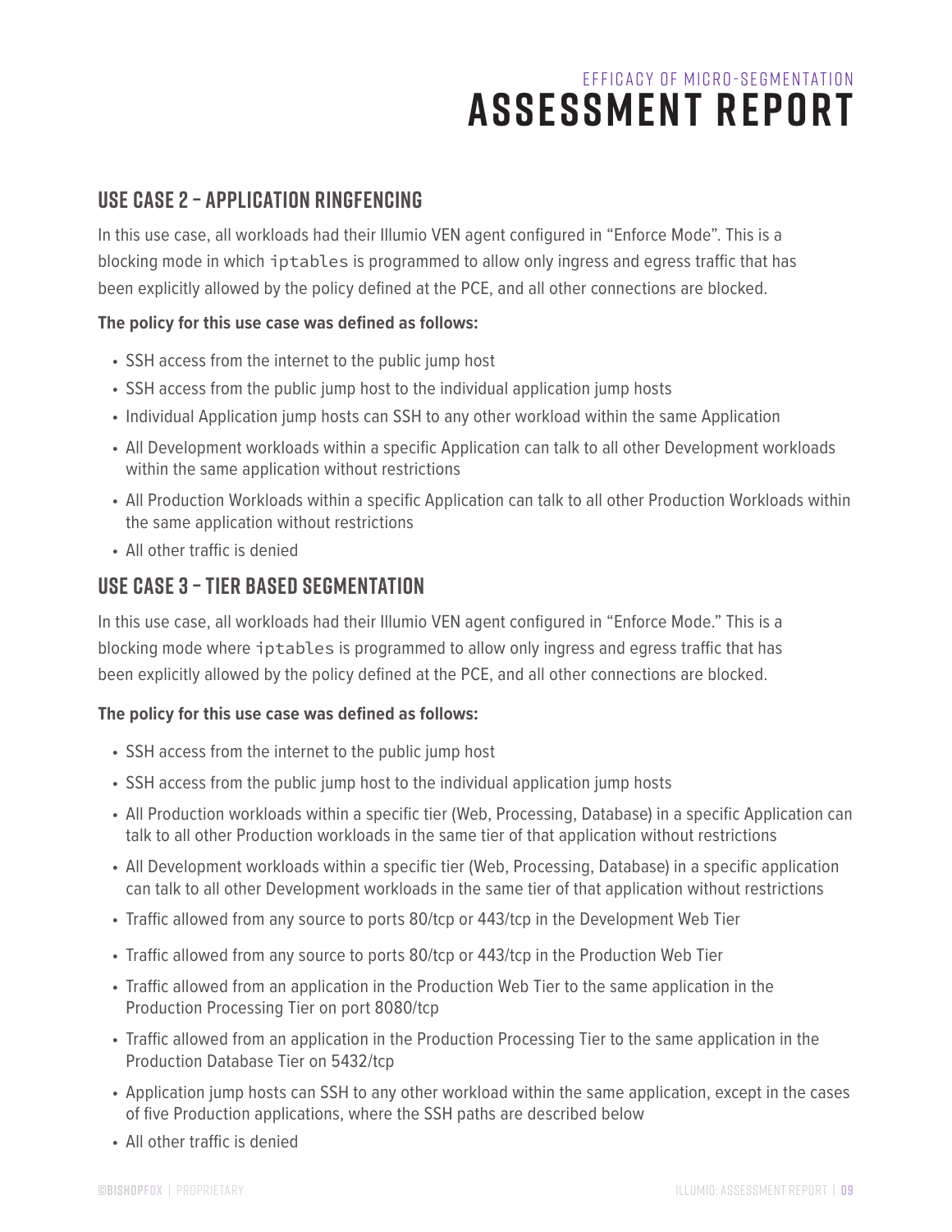## USE CASE 2 – APPLICATION RINGFENCING

In this use case, all workloads had their Illumio VEN agent configured in "Enforce Mode". This is a blocking mode in which `iptables` is programmed to allow only ingress and egress traffic that has been explicitly allowed by the policy defined at the PCE, and all other connections are blocked.

**The policy for this use case was defined as follows:**

- SSH access from the internet to the public jump host
- SSH access from the public jump host to the individual application jump hosts
- Individual Application jump hosts can SSH to any other workload within the same Application
- All Development workloads within a specific Application can talk to all other Development workloads within the same application without restrictions
- All Production Workloads within a specific Application can talk to all other Production Workloads within the same application without restrictions
- All other traffic is denied

## USE CASE 3 – TIER BASED SEGMENTATION

In this use case, all workloads had their Illumio VEN agent configured in "Enforce Mode." This is a blocking mode where `iptables` is programmed to allow only ingress and egress traffic that has been explicitly allowed by the policy defined at the PCE, and all other connections are blocked.

**The policy for this use case was defined as follows:**

- SSH access from the internet to the public jump host
- SSH access from the public jump host to the individual application jump hosts
- All Production workloads within a specific tier (Web, Processing, Database) in a specific Application can talk to all other Production workloads in the same tier of that application without restrictions
- All Development workloads within a specific tier (Web, Processing, Database) in a specific application can talk to all other Development workloads in the same tier of that application without restrictions
- Traffic allowed from any source to ports 80/tcp or 443/tcp in the Development Web Tier
- Traffic allowed from any source to ports 80/tcp or 443/tcp in the Production Web Tier
- Traffic allowed from an application in the Production Web Tier to the same application in the Production Processing Tier on port 8080/tcp
- Traffic allowed from an application in the Production Processing Tier to the same application in the Production Database Tier on 5432/tcp
- Application jump hosts can SSH to any other workload within the same application, except in the cases of five Production applications, where the SSH paths are described below
- All other traffic is denied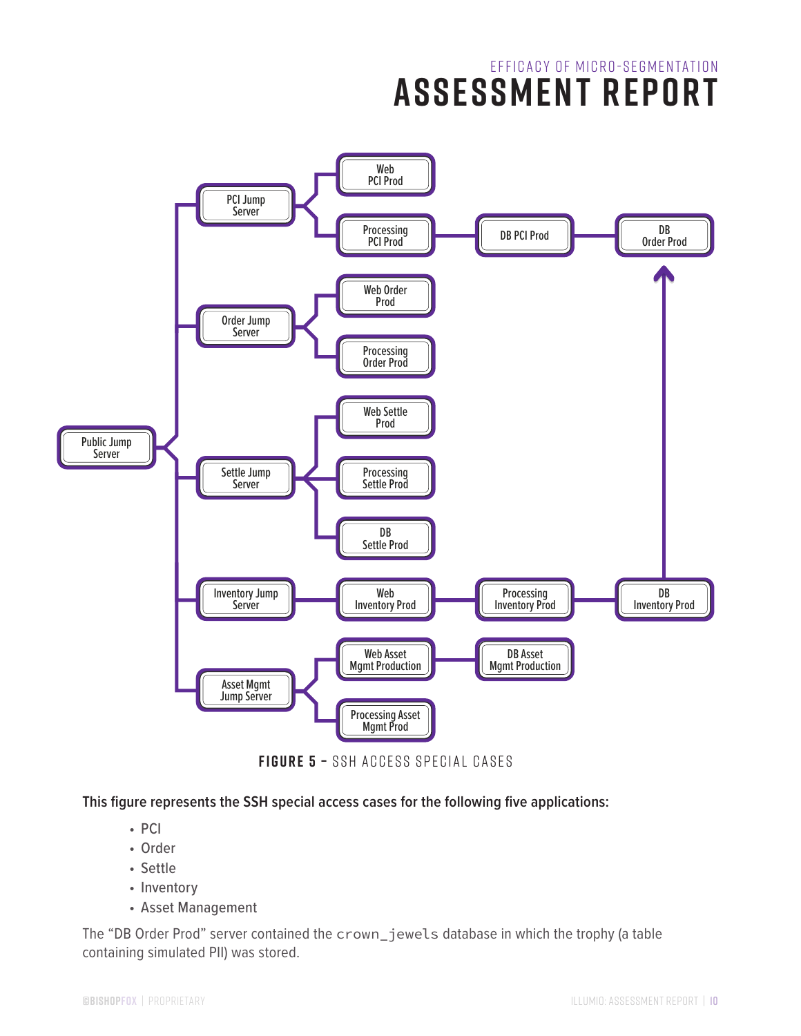Public Jump Server

PCI Jump Server

Web PCI Prod

Processing PCI Prod

DB PCI Prod

DB Order Prod

Order Jump Server

Web Order Prod

Processing Order Prod

Settle Jump Server

Web Settle Prod

Processing Settle Prod

DB Settle Prod

Inventory Jump Server

Web Inventory Prod

Processing Inventory Prod

DB Inventory Prod

Asset Mgmt Jump Server

Web Asset Mgmt Production

DB Asset Mgmt Production

Processing Asset Mgmt Prod

**FIGURE 5 –** SSH ACCESS SPECIAL CASES

**This figure represents the SSH special access cases for the following five applications:**

- PCI
- Order
- Settle
- Inventory
- Asset Management

The "DB Order Prod" server contained the `crown_jewels` database in which the trophy (a table containing simulated PII) was stored.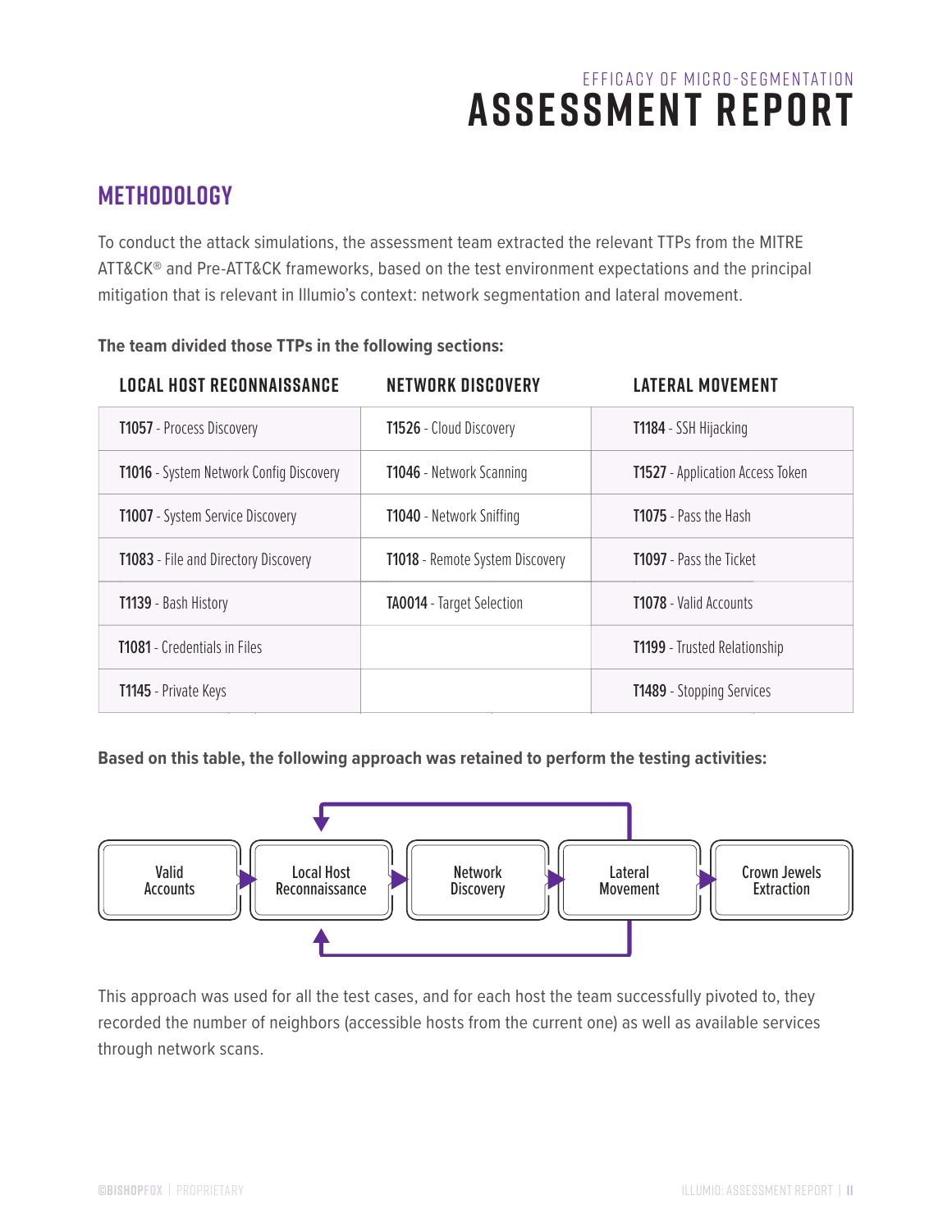## METHODOLOGY

To conduct the attack simulations, the assessment team extracted the relevant TTPs from the MITRE ATT&CK® and Pre-ATT&CK frameworks, based on the test environment expectations and the principal mitigation that is relevant in Illumio's context: network segmentation and lateral movement.

**The team divided those TTPs in the following sections:**

| LOCAL HOST RECONNAISSANCE | NETWORK DISCOVERY | LATERAL MOVEMENT |
|---|---|---|
| **T1057** - Process Discovery | **T1526** - Cloud Discovery | **T1184** - SSH Hijacking |
| **T1016** - System Network Config Discovery | **T1046** - Network Scanning | **T1527** - Application Access Token |
| **T1007** - System Service Discovery | **T1040** - Network Sniffing | **T1075** - Pass the Hash |
| **T1083** - File and Directory Discovery | **T1018** - Remote System Discovery | **T1097** - Pass the Ticket |
| **T1139** - Bash History | **TA0014** - Target Selection | **T1078** - Valid Accounts |
| **T1081** - Credentials in Files | | **T1199** - Trusted Relationship |
| **T1145** - Private Keys | | **T1489** - Stopping Services |

**Based on this table, the following approach was retained to perform the testing activities:**

Valid Accounts → Local Host Reconnaissance → Network Discovery → Lateral Movement → Crown Jewels Extraction

(Lateral Movement loops back to Local Host Reconnaissance)

This approach was used for all the test cases, and for each host the team successfully pivoted to, they recorded the number of neighbors (accessible hosts from the current one) as well as available services through network scans.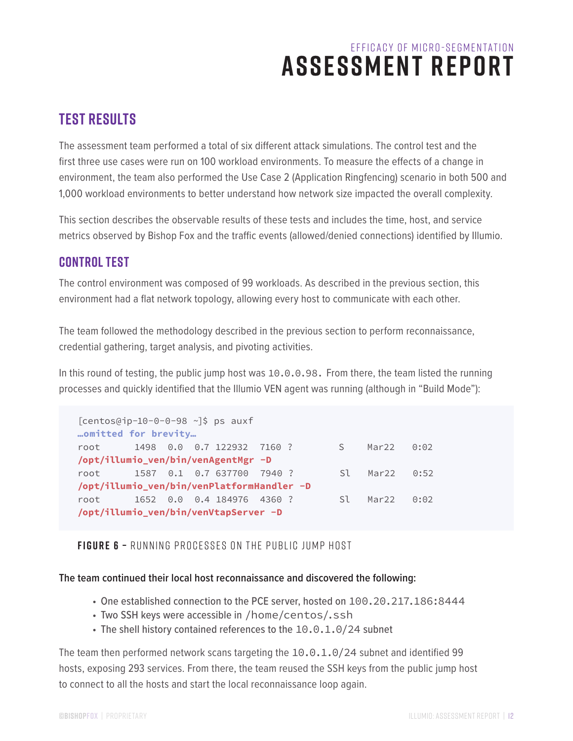## TEST RESULTS

The assessment team performed a total of six different attack simulations. The control test and the first three use cases were run on 100 workload environments. To measure the effects of a change in environment, the team also performed the Use Case 2 (Application Ringfencing) scenario in both 500 and 1,000 workload environments to better understand how network size impacted the overall complexity.

This section describes the observable results of these tests and includes the time, host, and service metrics observed by Bishop Fox and the traffic events (allowed/denied connections) identified by Illumio.

### CONTROL TEST

The control environment was composed of 99 workloads. As described in the previous section, this environment had a flat network topology, allowing every host to communicate with each other.

The team followed the methodology described in the previous section to perform reconnaissance, credential gathering, target analysis, and pivoting activities.

In this round of testing, the public jump host was `10.0.0.98.` From there, the team listed the running processes and quickly identified that the Illumio VEN agent was running (although in "Build Mode"):

```
[centos@ip-10-0-0-98 ~]$ ps auxf
…omitted for brevity…
root       1498  0.0  0.7 122932  7160 ?        S    Mar22   0:02
/opt/illumio_ven/bin/venAgentMgr -D
root       1587  0.1  0.7 637700  7940 ?        Sl   Mar22   0:52
/opt/illumio_ven/bin/venPlatformHandler -D
root       1652  0.0  0.4 184976  4360 ?        Sl   Mar22   0:02
/opt/illumio_ven/bin/venVtapServer -D
```

**FIGURE 6 –** RUNNING PROCESSES ON THE PUBLIC JUMP HOST

**The team continued their local host reconnaissance and discovered the following:**

- One established connection to the PCE server, hosted on `100.20.217.186:8444`
- Two SSH keys were accessible in `/home/centos/.ssh`
- The shell history contained references to the `10.0.1.0/24` subnet

The team then performed network scans targeting the `10.0.1.0/24` subnet and identified 99 hosts, exposing 293 services. From there, the team reused the SSH keys from the public jump host to connect to all the hosts and start the local reconnaissance loop again.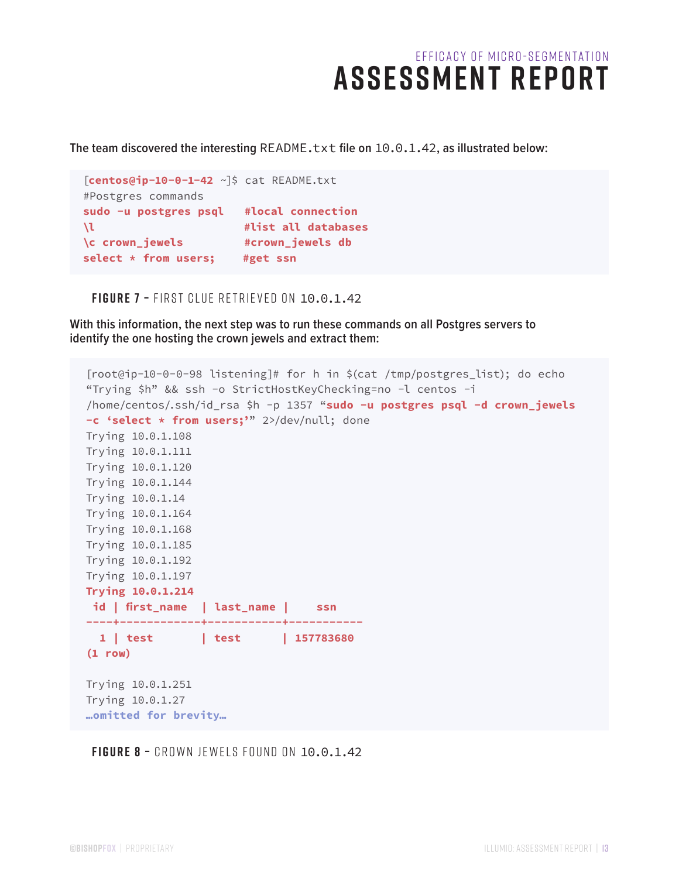The team discovered the interesting `README.txt` file on `10.0.1.42`, as illustrated below:

```
[centos@ip-10-0-1-42 ~]$ cat README.txt
#Postgres commands
sudo -u postgres psql   #local connection
\l                      #list all databases
\c crown_jewels         #crown_jewels db
select * from users;    #get ssn
```

**FIGURE 7 –** FIRST CLUE RETRIEVED ON `10.0.1.42`

With this information, the next step was to run these commands on all Postgres servers to identify the one hosting the crown jewels and extract them:

```
[root@ip-10-0-0-98 listening]# for h in $(cat /tmp/postgres_list); do echo
"Trying $h" && ssh -o StrictHostKeyChecking=no -l centos -i
/home/centos/.ssh/id_rsa $h -p 1357 "sudo -u postgres psql -d crown_jewels
-c 'select * from users;'" 2>/dev/null; done
Trying 10.0.1.108
Trying 10.0.1.111
Trying 10.0.1.120
Trying 10.0.1.144
Trying 10.0.1.14
Trying 10.0.1.164
Trying 10.0.1.168
Trying 10.0.1.185
Trying 10.0.1.192
Trying 10.0.1.197
Trying 10.0.1.214
 id | first_name  | last_name |    ssn
----+-------------+-----------+-----------
  1 | test        | test      | 157783680
(1 row)

Trying 10.0.1.251
Trying 10.0.1.27
…omitted for brevity…
```

**FIGURE 8 –** CROWN JEWELS FOUND ON `10.0.1.42`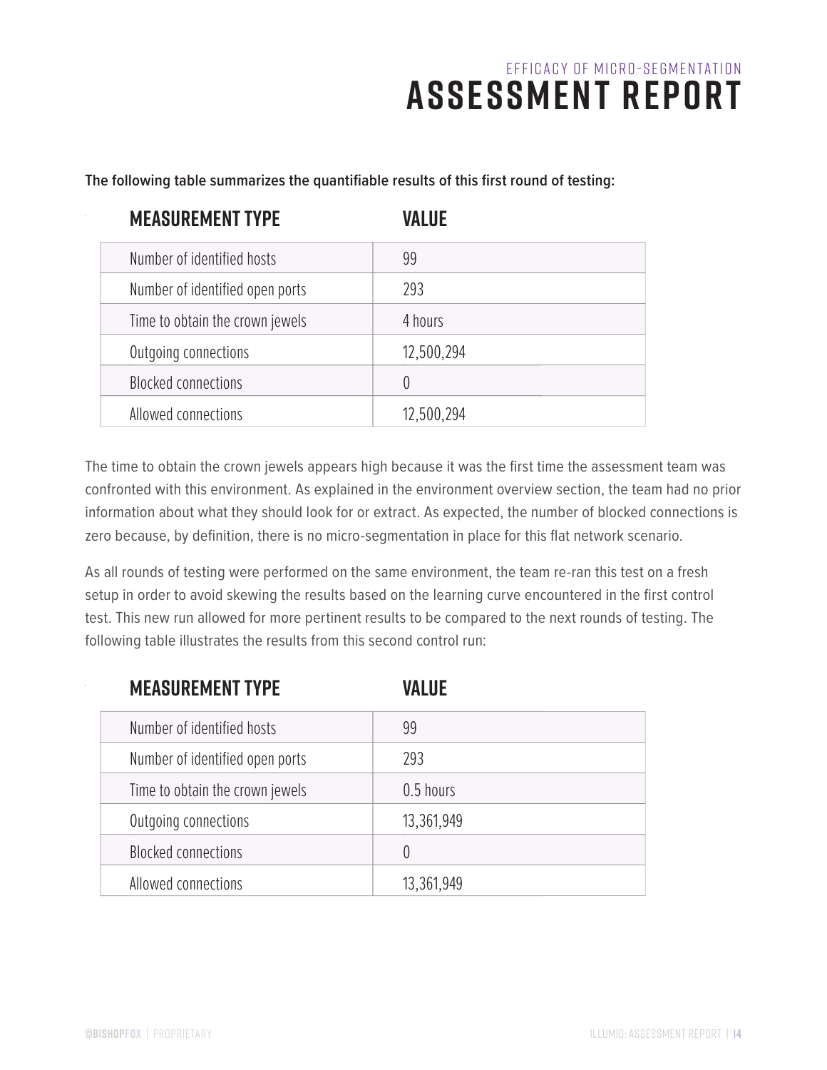The following table summarizes the quantifiable results of this first round of testing:

| MEASUREMENT TYPE | VALUE |
|---|---|
| Number of identified hosts | 99 |
| Number of identified open ports | 293 |
| Time to obtain the crown jewels | 4 hours |
| Outgoing connections | 12,500,294 |
| Blocked connections | 0 |
| Allowed connections | 12,500,294 |

The time to obtain the crown jewels appears high because it was the first time the assessment team was confronted with this environment. As explained in the environment overview section, the team had no prior information about what they should look for or extract. As expected, the number of blocked connections is zero because, by definition, there is no micro-segmentation in place for this flat network scenario.

As all rounds of testing were performed on the same environment, the team re-ran this test on a fresh setup in order to avoid skewing the results based on the learning curve encountered in the first control test. This new run allowed for more pertinent results to be compared to the next rounds of testing. The following table illustrates the results from this second control run:

| MEASUREMENT TYPE | VALUE |
|---|---|
| Number of identified hosts | 99 |
| Number of identified open ports | 293 |
| Time to obtain the crown jewels | 0.5 hours |
| Outgoing connections | 13,361,949 |
| Blocked connections | 0 |
| Allowed connections | 13,361,949 |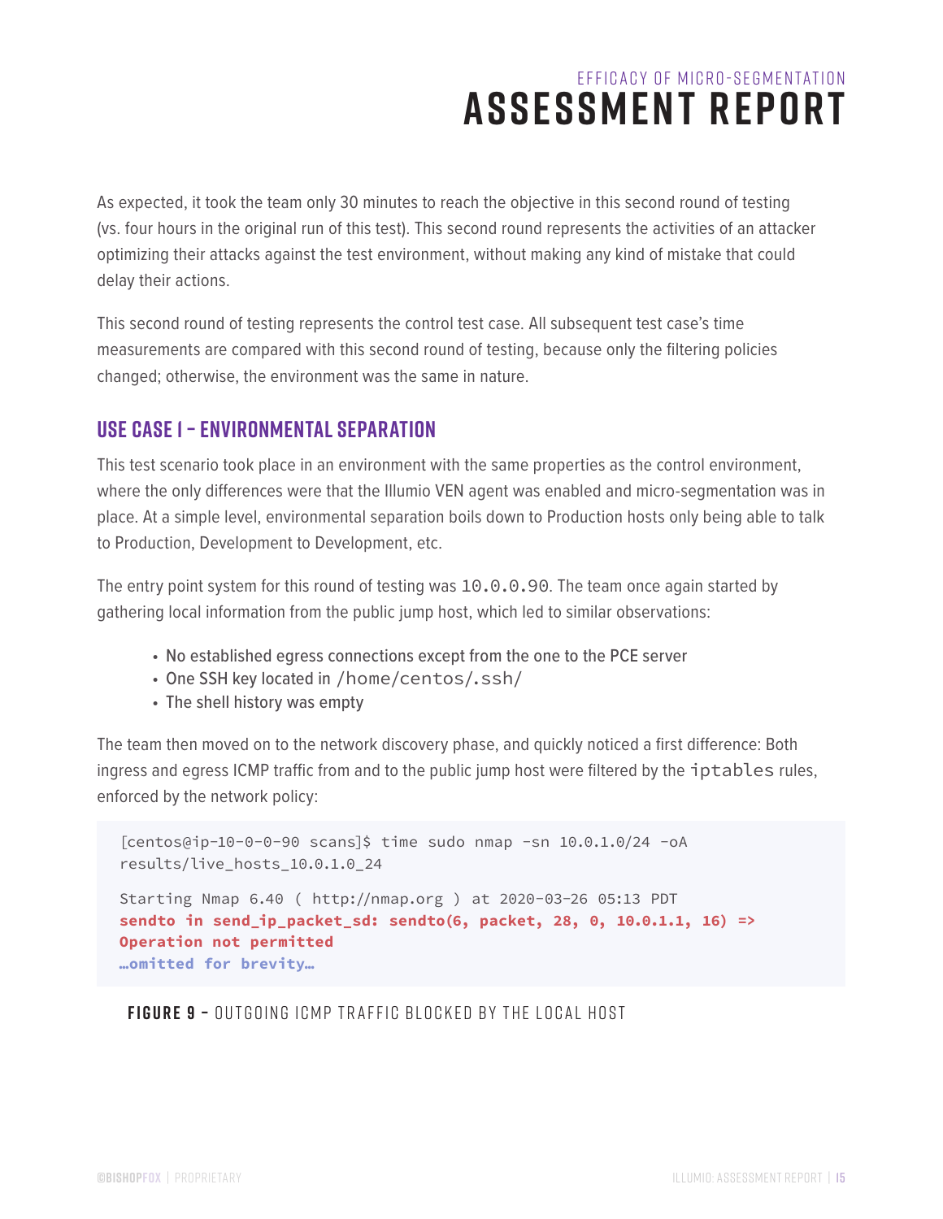As expected, it took the team only 30 minutes to reach the objective in this second round of testing (vs. four hours in the original run of this test). This second round represents the activities of an attacker optimizing their attacks against the test environment, without making any kind of mistake that could delay their actions.

This second round of testing represents the control test case. All subsequent test case's time measurements are compared with this second round of testing, because only the filtering policies changed; otherwise, the environment was the same in nature.

## USE CASE 1 – ENVIRONMENTAL SEPARATION

This test scenario took place in an environment with the same properties as the control environment, where the only differences were that the Illumio VEN agent was enabled and micro-segmentation was in place. At a simple level, environmental separation boils down to Production hosts only being able to talk to Production, Development to Development, etc.

The entry point system for this round of testing was `10.0.0.90`. The team once again started by gathering local information from the public jump host, which led to similar observations:

- No established egress connections except from the one to the PCE server
- One SSH key located in `/home/centos/.ssh/`
- The shell history was empty

The team then moved on to the network discovery phase, and quickly noticed a first difference: Both ingress and egress ICMP traffic from and to the public jump host were filtered by the `iptables` rules, enforced by the network policy:

```
[centos@ip-10-0-0-90 scans]$ time sudo nmap -sn 10.0.1.0/24 -oA
results/live_hosts_10.0.1.0_24

Starting Nmap 6.40 ( http://nmap.org ) at 2020-03-26 05:13 PDT
sendto in send_ip_packet_sd: sendto(6, packet, 28, 0, 10.0.1.1, 16) =>
Operation not permitted
…omitted for brevity…
```

**FIGURE 9 –** OUTGOING ICMP TRAFFIC BLOCKED BY THE LOCAL HOST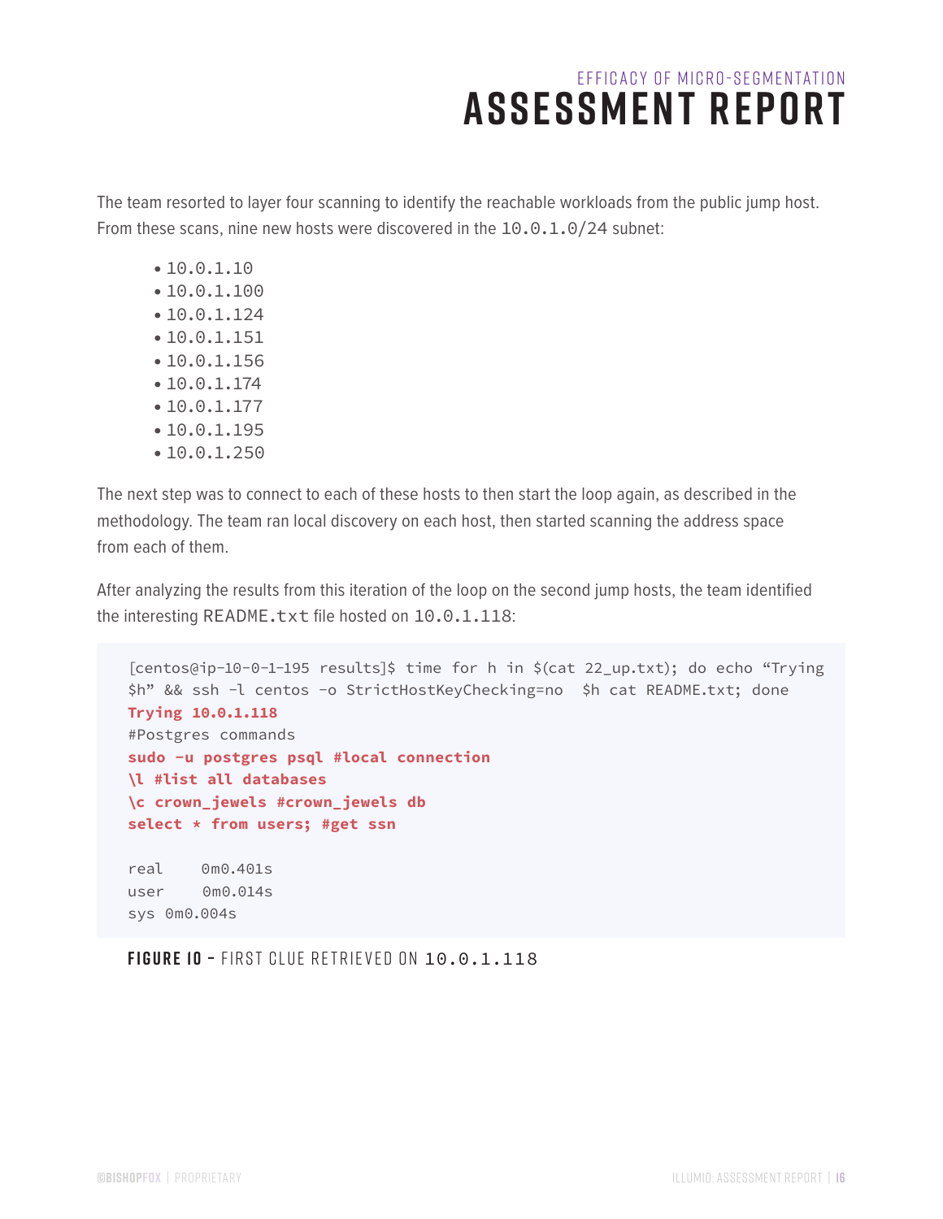The team resorted to layer four scanning to identify the reachable workloads from the public jump host. From these scans, nine new hosts were discovered in the `10.0.1.0/24` subnet:

- `10.0.1.10`
- `10.0.1.100`
- `10.0.1.124`
- `10.0.1.151`
- `10.0.1.156`
- `10.0.1.174`
- `10.0.1.177`
- `10.0.1.195`
- `10.0.1.250`

The next step was to connect to each of these hosts to then start the loop again, as described in the methodology. The team ran local discovery on each host, then started scanning the address space from each of them.

After analyzing the results from this iteration of the loop on the second jump hosts, the team identified the interesting `README.txt` file hosted on `10.0.1.118`:

```
[centos@ip-10-0-1-195 results]$ time for h in $(cat 22_up.txt); do echo “Trying
$h” && ssh -l centos -o StrictHostKeyChecking=no  $h cat README.txt; done
Trying 10.0.1.118
#Postgres commands
sudo -u postgres psql #local connection
\l #list all databases
\c crown_jewels #crown_jewels db
select * from users; #get ssn

real    0m0.401s
user    0m0.014s
sys 0m0.004s
```

**FIGURE 10 –** FIRST CLUE RETRIEVED ON `10.0.1.118`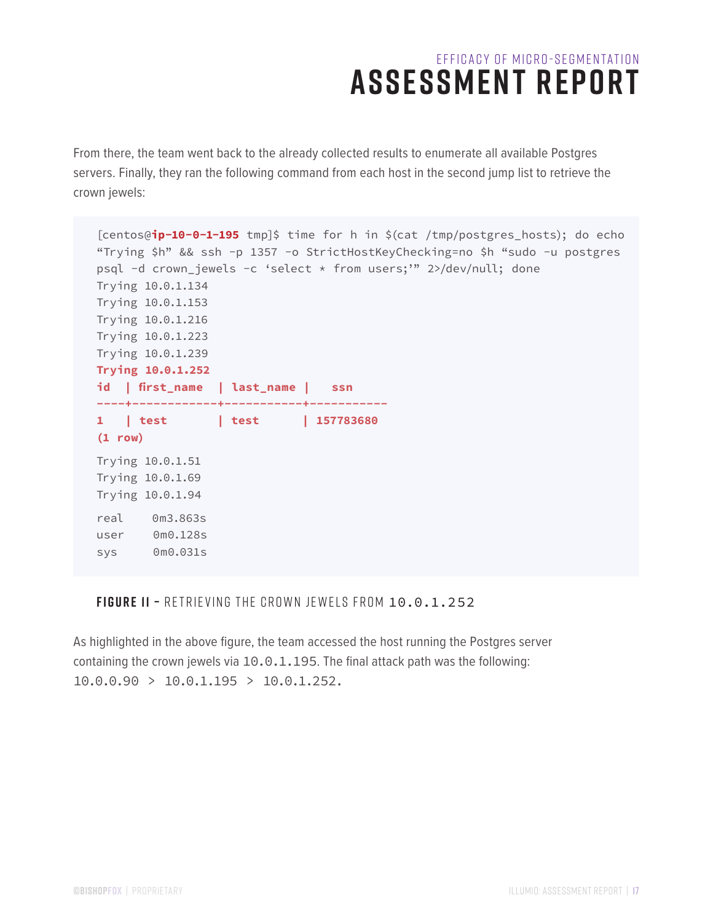From there, the team went back to the already collected results to enumerate all available Postgres servers. Finally, they ran the following command from each host in the second jump list to retrieve the crown jewels:

```
[centos@ip-10-0-1-195 tmp]$ time for h in $(cat /tmp/postgres_hosts); do echo
“Trying $h” && ssh -p 1357 -o StrictHostKeyChecking=no $h “sudo -u postgres
psql -d crown_jewels -c ‘select * from users;’” 2>/dev/null; done
Trying 10.0.1.134
Trying 10.0.1.153
Trying 10.0.1.216
Trying 10.0.1.223
Trying 10.0.1.239
Trying 10.0.1.252
id  | first_name   | last_name |    ssn
----+------------+-----------+-----------
1   | test         | test       | 157783680
(1 row)

Trying 10.0.1.51
Trying 10.0.1.69
Trying 10.0.1.94

real    0m3.863s
user    0m0.128s
sys     0m0.031s
```

**FIGURE 11 –** RETRIEVING THE CROWN JEWELS FROM 10.0.1.252

As highlighted in the above figure, the team accessed the host running the Postgres server containing the crown jewels via 10.0.1.195. The final attack path was the following: 10.0.0.90 > 10.0.1.195 > 10.0.1.252.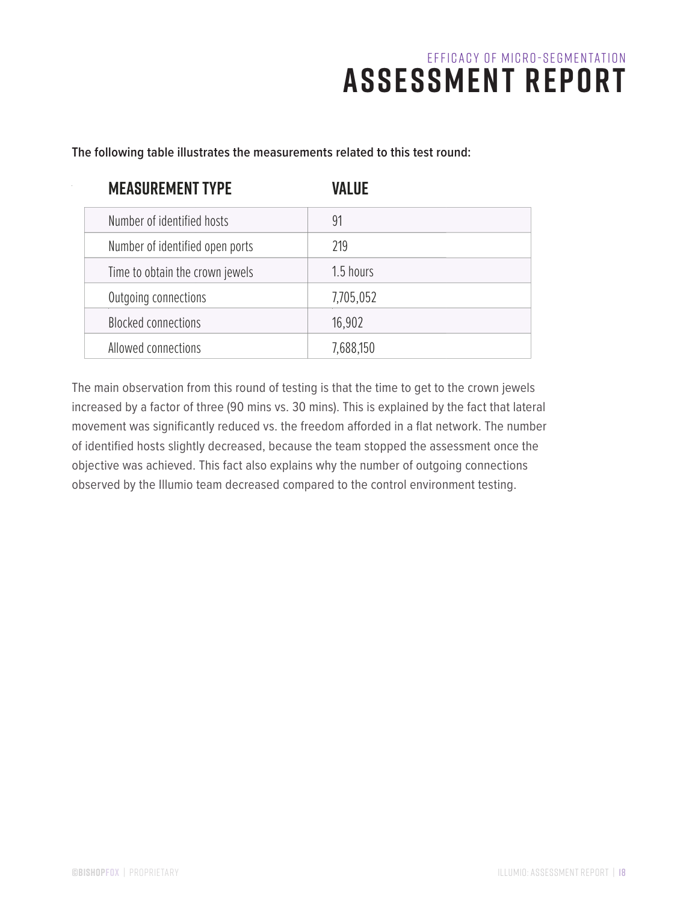The following table illustrates the measurements related to this test round:

| MEASUREMENT TYPE | VALUE |
|---|---|
| Number of identified hosts | 91 |
| Number of identified open ports | 219 |
| Time to obtain the crown jewels | 1.5 hours |
| Outgoing connections | 7,705,052 |
| Blocked connections | 16,902 |
| Allowed connections | 7,688,150 |

The main observation from this round of testing is that the time to get to the crown jewels increased by a factor of three (90 mins vs. 30 mins). This is explained by the fact that lateral movement was significantly reduced vs. the freedom afforded in a flat network. The number of identified hosts slightly decreased, because the team stopped the assessment once the objective was achieved. This fact also explains why the number of outgoing connections observed by the Illumio team decreased compared to the control environment testing.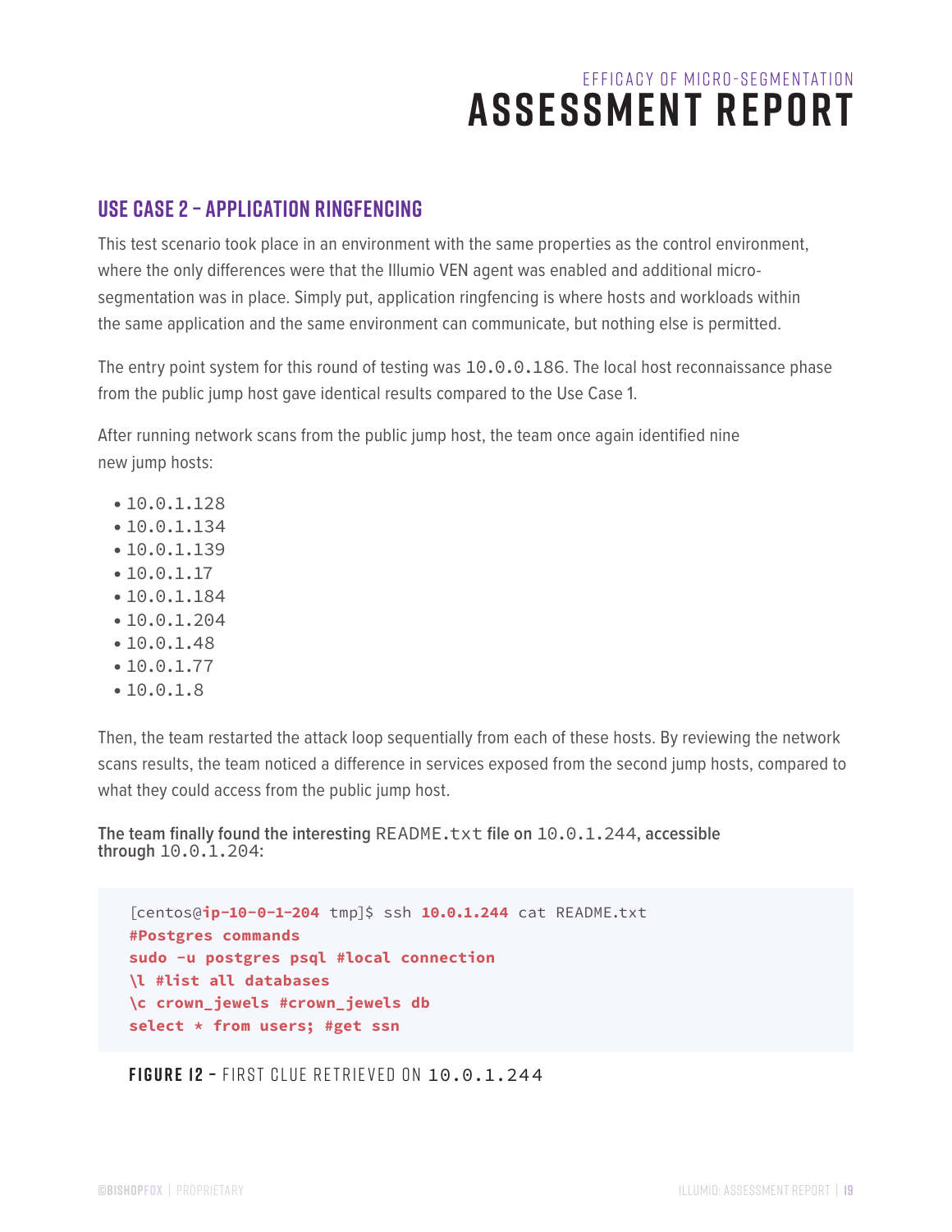## USE CASE 2 – APPLICATION RINGFENCING

This test scenario took place in an environment with the same properties as the control environment, where the only differences were that the Illumio VEN agent was enabled and additional micro-segmentation was in place. Simply put, application ringfencing is where hosts and workloads within the same application and the same environment can communicate, but nothing else is permitted.

The entry point system for this round of testing was `10.0.0.186`. The local host reconnaissance phase from the public jump host gave identical results compared to the Use Case 1.

After running network scans from the public jump host, the team once again identified nine new jump hosts:

- `10.0.1.128`
- `10.0.1.134`
- `10.0.1.139`
- `10.0.1.17`
- `10.0.1.184`
- `10.0.1.204`
- `10.0.1.48`
- `10.0.1.77`
- `10.0.1.8`

Then, the team restarted the attack loop sequentially from each of these hosts. By reviewing the network scans results, the team noticed a difference in services exposed from the second jump hosts, compared to what they could access from the public jump host.

**The team finally found the interesting `README.txt` file on `10.0.1.244`, accessible through `10.0.1.204`:**

```
[centos@ip-10-0-1-204 tmp]$ ssh 10.0.1.244 cat README.txt
#Postgres commands
sudo -u postgres psql #local connection
\l #list all databases
\c crown_jewels #crown_jewels db
select * from users; #get ssn
```

**FIGURE 12 –** FIRST CLUE RETRIEVED ON `10.0.1.244`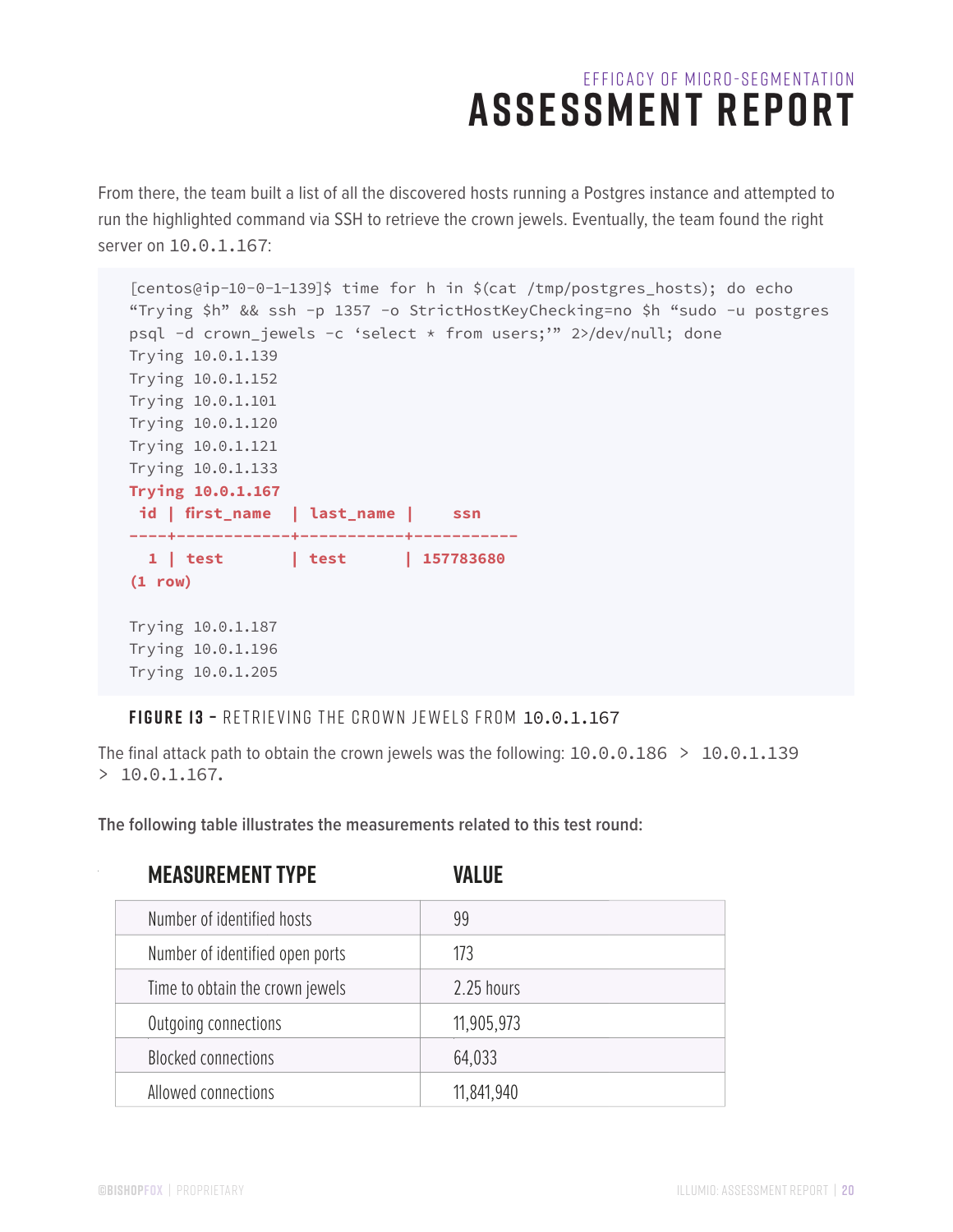From there, the team built a list of all the discovered hosts running a Postgres instance and attempted to run the highlighted command via SSH to retrieve the crown jewels. Eventually, the team found the right server on 10.0.1.167:

```
[centos@ip-10-0-1-139]$ time for h in $(cat /tmp/postgres_hosts); do echo
“Trying $h” && ssh -p 1357 -o StrictHostKeyChecking=no $h “sudo -u postgres
psql -d crown_jewels -c ‘select * from users;’” 2>/dev/null; done
Trying 10.0.1.139
Trying 10.0.1.152
Trying 10.0.1.101
Trying 10.0.1.120
Trying 10.0.1.121
Trying 10.0.1.133
Trying 10.0.1.167
 id | first_name  | last_name |    ssn
----+-------------+-----------+-----------
  1 | test        | test      | 157783680
(1 row)

Trying 10.0.1.187
Trying 10.0.1.196
Trying 10.0.1.205
```

**FIGURE 13 –** RETRIEVING THE CROWN JEWELS FROM 10.0.1.167

The final attack path to obtain the crown jewels was the following: 10.0.0.186 > 10.0.1.139 > 10.0.1.167.

**The following table illustrates the measurements related to this test round:**

| MEASUREMENT TYPE | VALUE |
|---|---|
| Number of identified hosts | 99 |
| Number of identified open ports | 173 |
| Time to obtain the crown jewels | 2.25 hours |
| Outgoing connections | 11,905,973 |
| Blocked connections | 64,033 |
| Allowed connections | 11,841,940 |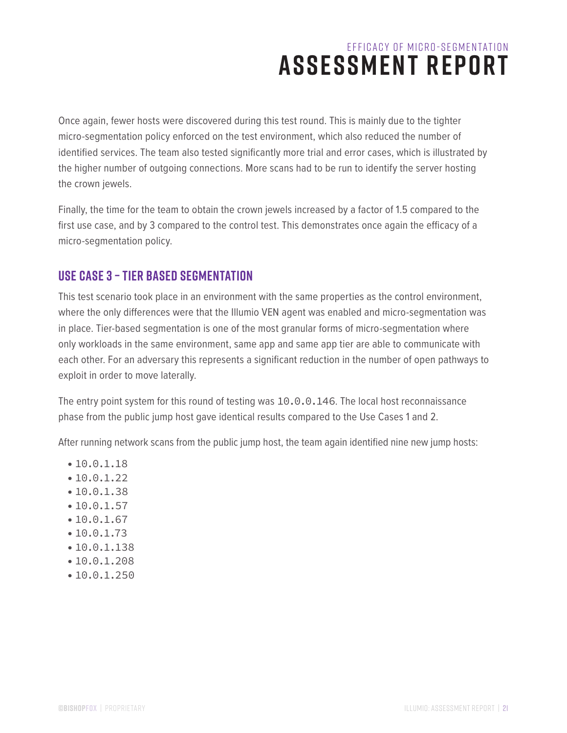Once again, fewer hosts were discovered during this test round. This is mainly due to the tighter micro-segmentation policy enforced on the test environment, which also reduced the number of identified services. The team also tested significantly more trial and error cases, which is illustrated by the higher number of outgoing connections. More scans had to be run to identify the server hosting the crown jewels.

Finally, the time for the team to obtain the crown jewels increased by a factor of 1.5 compared to the first use case, and by 3 compared to the control test. This demonstrates once again the efficacy of a micro-segmentation policy.

## USE CASE 3 – TIER BASED SEGMENTATION

This test scenario took place in an environment with the same properties as the control environment, where the only differences were that the Illumio VEN agent was enabled and micro-segmentation was in place. Tier-based segmentation is one of the most granular forms of micro-segmentation where only workloads in the same environment, same app and same app tier are able to communicate with each other. For an adversary this represents a significant reduction in the number of open pathways to exploit in order to move laterally.

The entry point system for this round of testing was `10.0.0.146`. The local host reconnaissance phase from the public jump host gave identical results compared to the Use Cases 1 and 2.

After running network scans from the public jump host, the team again identified nine new jump hosts:

- `10.0.1.18`
- `10.0.1.22`
- `10.0.1.38`
- `10.0.1.57`
- `10.0.1.67`
- `10.0.1.73`
- `10.0.1.138`
- `10.0.1.208`
- `10.0.1.250`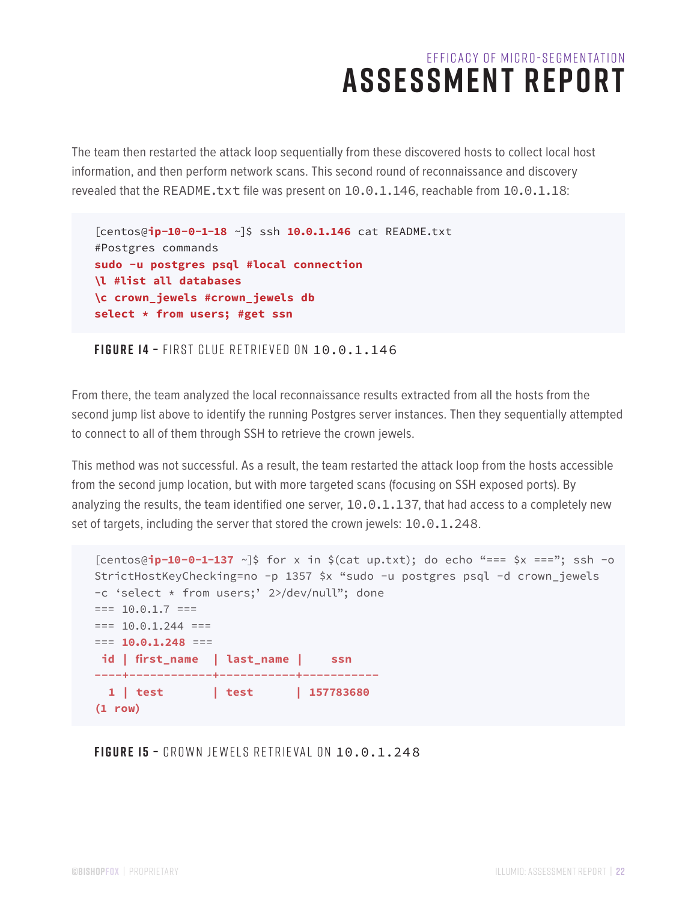The team then restarted the attack loop sequentially from these discovered hosts to collect local host information, and then perform network scans. This second round of reconnaissance and discovery revealed that the `README.txt` file was present on `10.0.1.146`, reachable from `10.0.1.18`:

```
[centos@ip-10-0-1-18 ~]$ ssh 10.0.1.146 cat README.txt
#Postgres commands
sudo -u postgres psql #local connection
\l #list all databases
\c crown_jewels #crown_jewels db
select * from users; #get ssn
```

**FIGURE 14 –** FIRST CLUE RETRIEVED ON `10.0.1.146`

From there, the team analyzed the local reconnaissance results extracted from all the hosts from the second jump list above to identify the running Postgres server instances. Then they sequentially attempted to connect to all of them through SSH to retrieve the crown jewels.

This method was not successful. As a result, the team restarted the attack loop from the hosts accessible from the second jump location, but with more targeted scans (focusing on SSH exposed ports). By analyzing the results, the team identified one server, `10.0.1.137`, that had access to a completely new set of targets, including the server that stored the crown jewels: `10.0.1.248`.

```
[centos@ip-10-0-1-137 ~]$ for x in $(cat up.txt); do echo "=== $x ==="; ssh -o
StrictHostKeyChecking=no -p 1357 $x "sudo -u postgres psql -d crown_jewels
-c 'select * from users;' 2>/dev/null"; done
=== 10.0.1.7 ===
=== 10.0.1.244 ===
=== 10.0.1.248 ===
 id | first_name  | last_name |    ssn
----+-------------+-----------+-----------
  1 | test        | test      | 157783680
(1 row)
```

**FIGURE 15 –** CROWN JEWELS RETRIEVAL ON `10.0.1.248`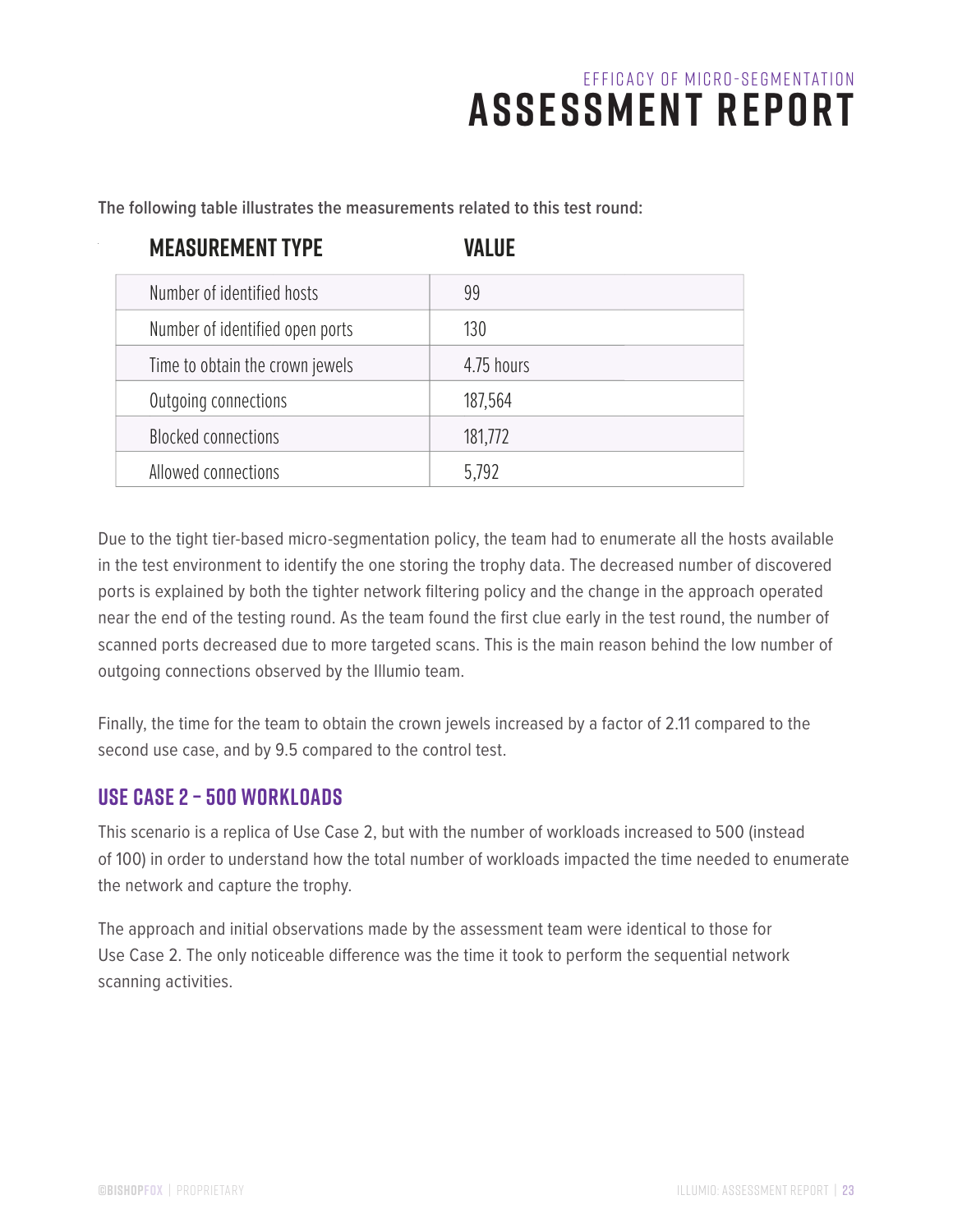The following table illustrates the measurements related to this test round:

| MEASUREMENT TYPE | VALUE |
| --- | --- |
| Number of identified hosts | 99 |
| Number of identified open ports | 130 |
| Time to obtain the crown jewels | 4.75 hours |
| Outgoing connections | 187,564 |
| Blocked connections | 181,772 |
| Allowed connections | 5,792 |

Due to the tight tier-based micro-segmentation policy, the team had to enumerate all the hosts available in the test environment to identify the one storing the trophy data. The decreased number of discovered ports is explained by both the tighter network filtering policy and the change in the approach operated near the end of the testing round. As the team found the first clue early in the test round, the number of scanned ports decreased due to more targeted scans. This is the main reason behind the low number of outgoing connections observed by the Illumio team.

Finally, the time for the team to obtain the crown jewels increased by a factor of 2.11 compared to the second use case, and by 9.5 compared to the control test.

## USE CASE 2 – 500 WORKLOADS

This scenario is a replica of Use Case 2, but with the number of workloads increased to 500 (instead of 100) in order to understand how the total number of workloads impacted the time needed to enumerate the network and capture the trophy.

The approach and initial observations made by the assessment team were identical to those for Use Case 2. The only noticeable difference was the time it took to perform the sequential network scanning activities.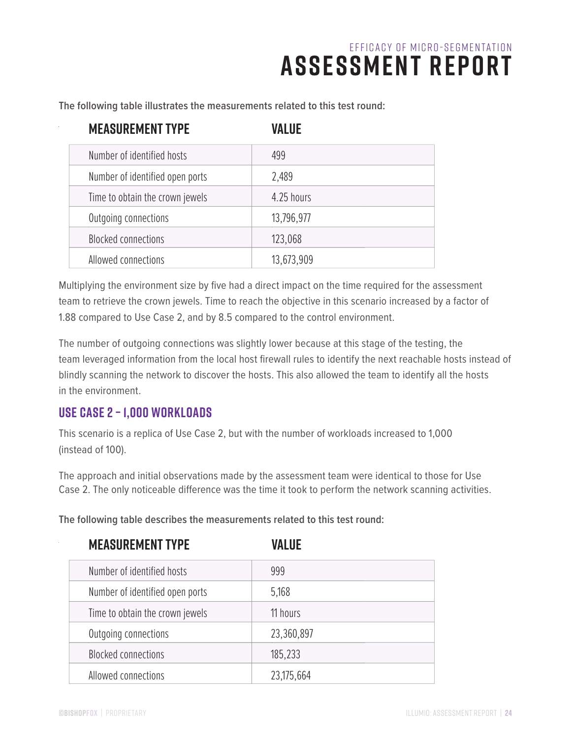The following table illustrates the measurements related to this test round:

| MEASUREMENT TYPE | VALUE |
|---|---|
| Number of identified hosts | 499 |
| Number of identified open ports | 2,489 |
| Time to obtain the crown jewels | 4.25 hours |
| Outgoing connections | 13,796,977 |
| Blocked connections | 123,068 |
| Allowed connections | 13,673,909 |

Multiplying the environment size by five had a direct impact on the time required for the assessment team to retrieve the crown jewels. Time to reach the objective in this scenario increased by a factor of 1.88 compared to Use Case 2, and by 8.5 compared to the control environment.

The number of outgoing connections was slightly lower because at this stage of the testing, the team leveraged information from the local host firewall rules to identify the next reachable hosts instead of blindly scanning the network to discover the hosts. This also allowed the team to identify all the hosts in the environment.

## USE CASE 2 – 1,000 WORKLOADS

This scenario is a replica of Use Case 2, but with the number of workloads increased to 1,000 (instead of 100).

The approach and initial observations made by the assessment team were identical to those for Use Case 2. The only noticeable difference was the time it took to perform the network scanning activities.

The following table describes the measurements related to this test round:

| MEASUREMENT TYPE | VALUE |
|---|---|
| Number of identified hosts | 999 |
| Number of identified open ports | 5,168 |
| Time to obtain the crown jewels | 11 hours |
| Outgoing connections | 23,360,897 |
| Blocked connections | 185,233 |
| Allowed connections | 23,175,664 |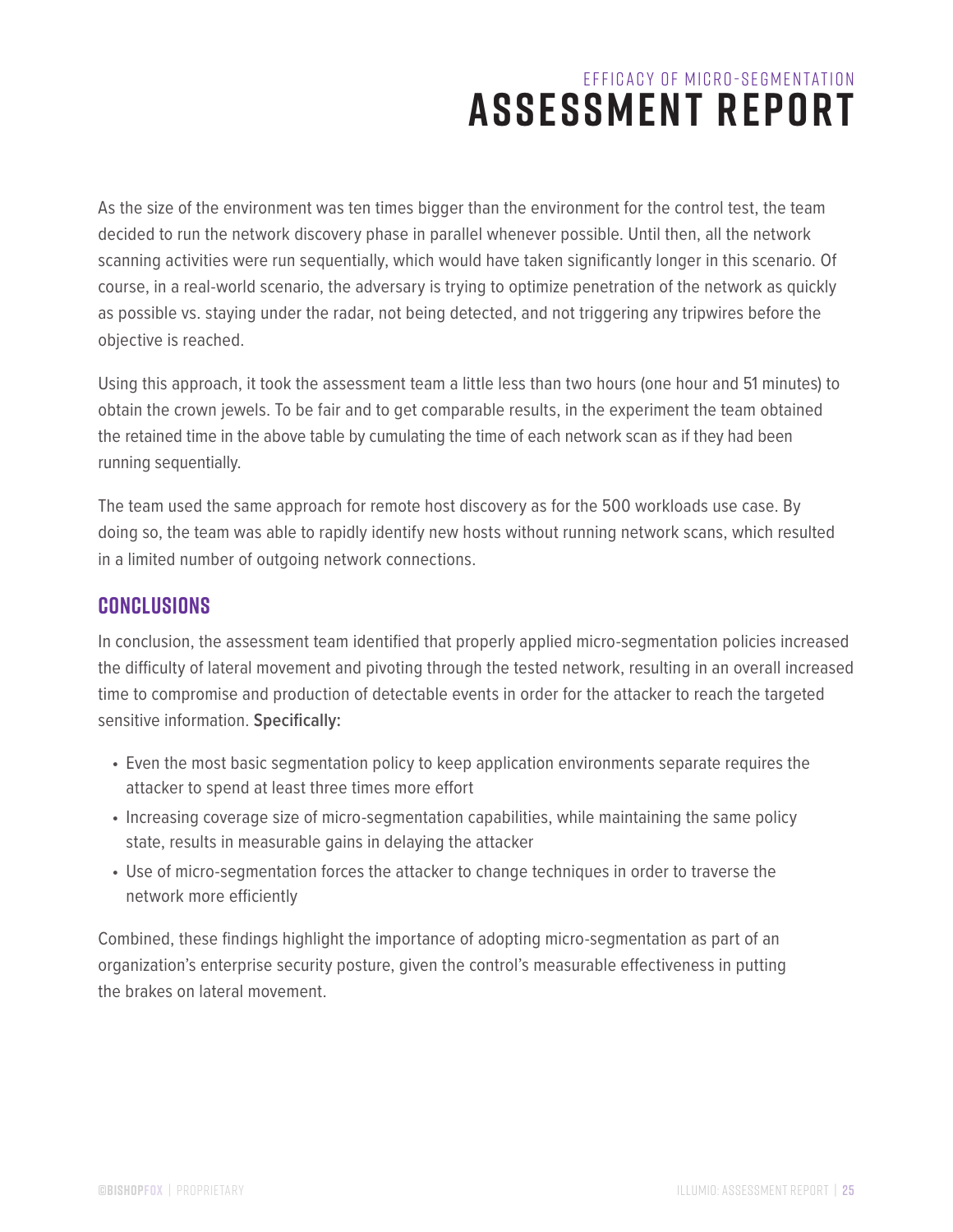As the size of the environment was ten times bigger than the environment for the control test, the team decided to run the network discovery phase in parallel whenever possible. Until then, all the network scanning activities were run sequentially, which would have taken significantly longer in this scenario. Of course, in a real-world scenario, the adversary is trying to optimize penetration of the network as quickly as possible vs. staying under the radar, not being detected, and not triggering any tripwires before the objective is reached.

Using this approach, it took the assessment team a little less than two hours (one hour and 51 minutes) to obtain the crown jewels. To be fair and to get comparable results, in the experiment the team obtained the retained time in the above table by cumulating the time of each network scan as if they had been running sequentially.

The team used the same approach for remote host discovery as for the 500 workloads use case. By doing so, the team was able to rapidly identify new hosts without running network scans, which resulted in a limited number of outgoing network connections.

## CONCLUSIONS

In conclusion, the assessment team identified that properly applied micro-segmentation policies increased the difficulty of lateral movement and pivoting through the tested network, resulting in an overall increased time to compromise and production of detectable events in order for the attacker to reach the targeted sensitive information. **Specifically:**

- Even the most basic segmentation policy to keep application environments separate requires the attacker to spend at least three times more effort
- Increasing coverage size of micro-segmentation capabilities, while maintaining the same policy state, results in measurable gains in delaying the attacker
- Use of micro-segmentation forces the attacker to change techniques in order to traverse the network more efficiently

Combined, these findings highlight the importance of adopting micro-segmentation as part of an organization's enterprise security posture, given the control's measurable effectiveness in putting the brakes on lateral movement.